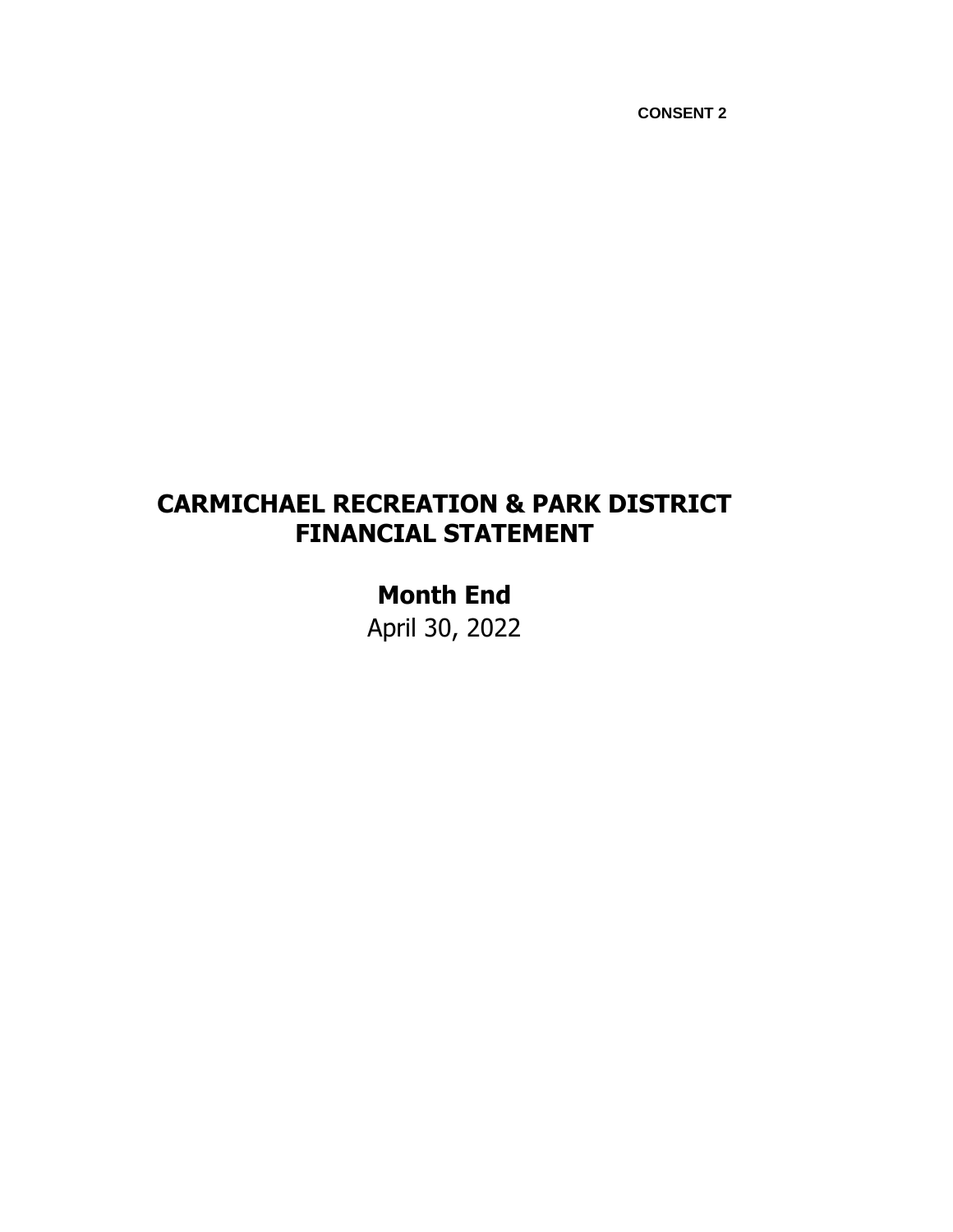CONSENT 2

# CARMICHAEL RECREATION & PARK DISTRICT
# FINANCIAL STATEMENT

## Month End
April 30, 2022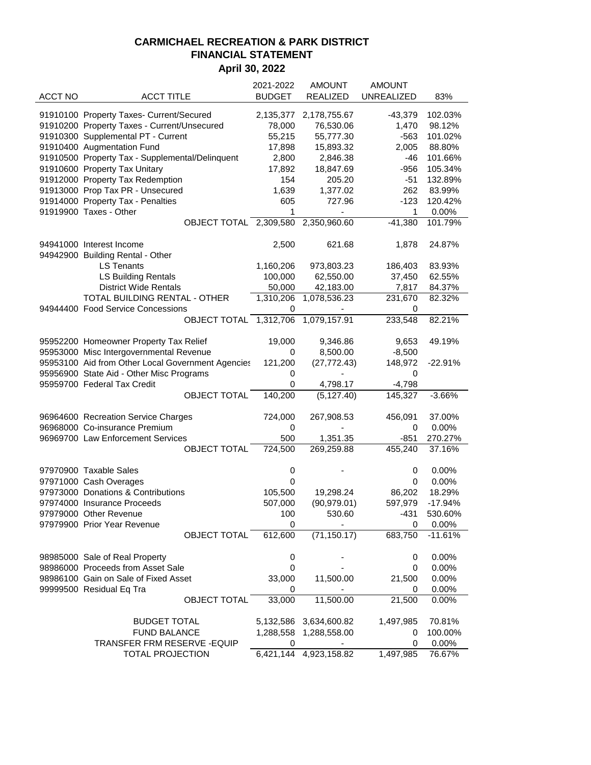## CARMICHAEL RECREATION & PARK DISTRICT
## FINANCIAL STATEMENT
## April 30, 2022

| ACCT NO | ACCT TITLE | 2021-2022 BUDGET | AMOUNT REALIZED | AMOUNT UNREALIZED | 83% |
|---|---|---|---|---|---|
| 91910100 | Property Taxes- Current/Secured | 2,135,377 | 2,178,755.67 | -43,379 | 102.03% |
| 91910200 | Property Taxes - Current/Unsecured | 78,000 | 76,530.06 | 1,470 | 98.12% |
| 91910300 | Supplemental PT - Current | 55,215 | 55,777.30 | -563 | 101.02% |
| 91910400 | Augmentation Fund | 17,898 | 15,893.32 | 2,005 | 88.80% |
| 91910500 | Property Tax - Supplemental/Delinquent | 2,800 | 2,846.38 | -46 | 101.66% |
| 91910600 | Property Tax Unitary | 17,892 | 18,847.69 | -956 | 105.34% |
| 91912000 | Property Tax Redemption | 154 | 205.20 | -51 | 132.89% |
| 91913000 | Prop Tax PR - Unsecured | 1,639 | 1,377.02 | 262 | 83.99% |
| 91914000 | Property Tax - Penalties | 605 | 727.96 | -123 | 120.42% |
| 91919900 | Taxes - Other | 1 | - | 1 | 0.00% |
| | OBJECT TOTAL | 2,309,580 | 2,350,960.60 | -41,380 | 101.79% |
| | | | | | |
| 94941000 | Interest Income | 2,500 | 621.68 | 1,878 | 24.87% |
| 94942900 | Building Rental - Other | | | | |
| | LS Tenants | 1,160,206 | 973,803.23 | 186,403 | 83.93% |
| | LS Building Rentals | 100,000 | 62,550.00 | 37,450 | 62.55% |
| | District Wide Rentals | 50,000 | 42,183.00 | 7,817 | 84.37% |
| | TOTAL BUILDING RENTAL - OTHER | 1,310,206 | 1,078,536.23 | 231,670 | 82.32% |
| 94944400 | Food Service Concessions | 0 | - | 0 | |
| | OBJECT TOTAL | 1,312,706 | 1,079,157.91 | 233,548 | 82.21% |
| | | | | | |
| 95952200 | Homeowner Property Tax Relief | 19,000 | 9,346.86 | 9,653 | 49.19% |
| 95953000 | Misc Intergovernmental Revenue | 0 | 8,500.00 | -8,500 | |
| 95953100 | Aid from Other Local Government Agencies | 121,200 | (27,772.43) | 148,972 | -22.91% |
| 95956900 | State Aid - Other Misc Programs | 0 | - | 0 | |
| 95959700 | Federal Tax Credit | 0 | 4,798.17 | -4,798 | |
| | OBJECT TOTAL | 140,200 | (5,127.40) | 145,327 | -3.66% |
| | | | | | |
| 96964600 | Recreation Service Charges | 724,000 | 267,908.53 | 456,091 | 37.00% |
| 96968000 | Co-insurance Premium | 0 | - | 0 | 0.00% |
| 96969700 | Law Enforcement Services | 500 | 1,351.35 | -851 | 270.27% |
| | OBJECT TOTAL | 724,500 | 269,259.88 | 455,240 | 37.16% |
| | | | | | |
| 97970900 | Taxable Sales | 0 | - | 0 | 0.00% |
| 97971000 | Cash Overages | 0 | | 0 | 0.00% |
| 97973000 | Donations & Contributions | 105,500 | 19,298.24 | 86,202 | 18.29% |
| 97974000 | Insurance Proceeds | 507,000 | (90,979.01) | 597,979 | -17.94% |
| 97979000 | Other Revenue | 100 | 530.60 | -431 | 530.60% |
| 97979900 | Prior Year Revenue | 0 | - | 0 | 0.00% |
| | OBJECT TOTAL | 612,600 | (71,150.17) | 683,750 | -11.61% |
| | | | | | |
| 98985000 | Sale of Real Property | 0 | - | 0 | 0.00% |
| 98986000 | Proceeds from Asset Sale | 0 | - | 0 | 0.00% |
| 98986100 | Gain on Sale of Fixed Asset | 33,000 | 11,500.00 | 21,500 | 0.00% |
| 99999500 | Residual Eq Tra | 0 | - | 0 | 0.00% |
| | OBJECT TOTAL | 33,000 | 11,500.00 | 21,500 | 0.00% |
| | | | | | |
| | BUDGET TOTAL | 5,132,586 | 3,634,600.82 | 1,497,985 | 70.81% |
| | FUND BALANCE | 1,288,558 | 1,288,558.00 | 0 | 100.00% |
| | TRANSFER FRM RESERVE -EQUIP | 0 | - | 0 | 0.00% |
| | TOTAL PROJECTION | 6,421,144 | 4,923,158.82 | 1,497,985 | 76.67% |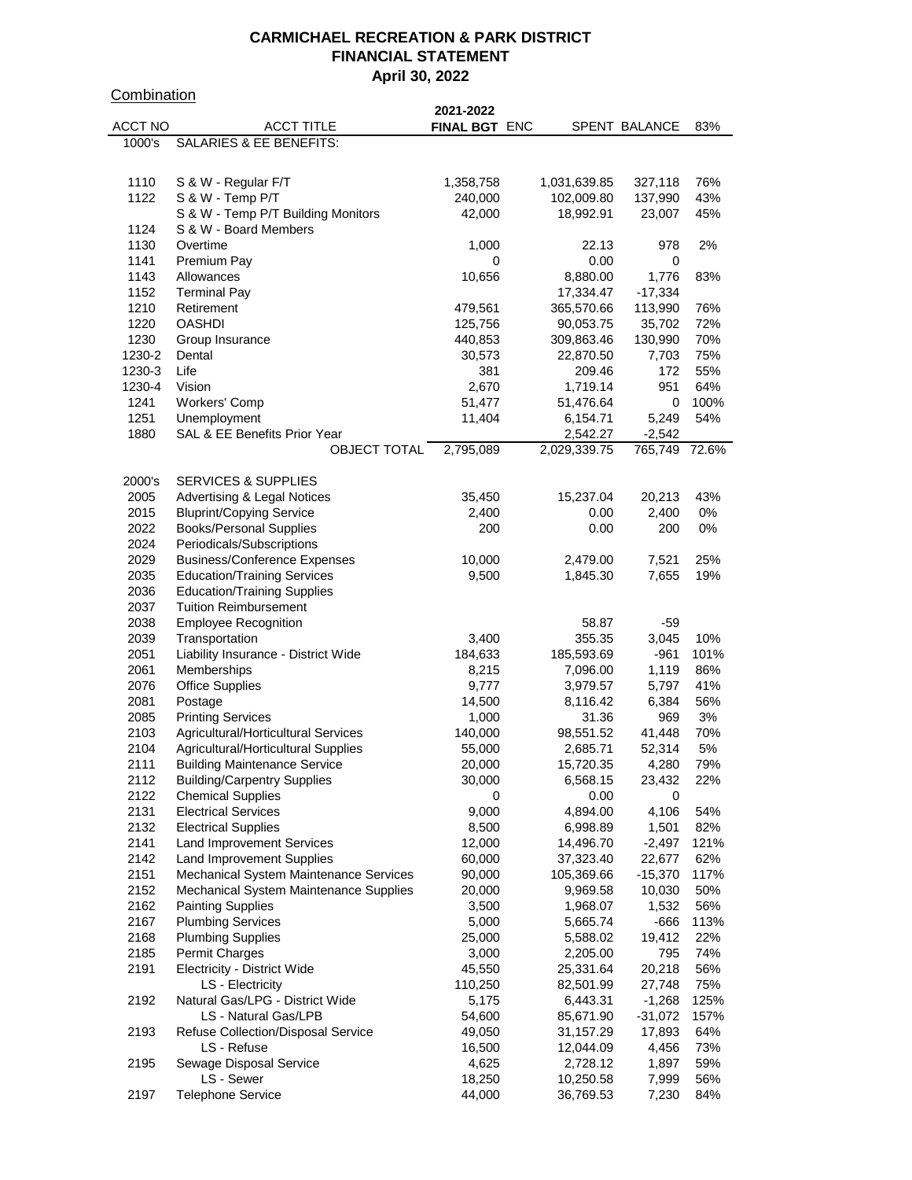# CARMICHAEL RECREATION & PARK DISTRICT
## FINANCIAL STATEMENT
### April 30, 2022

Combination

| ACCT NO | ACCT TITLE | 2021-2022 FINAL BGT | ENC | SPENT | BALANCE | 83% |
|---|---|---|---|---|---|---|
| 1000's | SALARIES & EE BENEFITS: | | | | | |
| 1110 | S & W - Regular F/T | 1,358,758 | | 1,031,639.85 | 327,118 | 76% |
| 1122 | S & W - Temp P/T | 240,000 | | 102,009.80 | 137,990 | 43% |
| | S & W - Temp P/T Building Monitors | 42,000 | | 18,992.91 | 23,007 | 45% |
| 1124 | S & W - Board Members | | | | | |
| 1130 | Overtime | 1,000 | | 22.13 | 978 | 2% |
| 1141 | Premium Pay | 0 | | 0.00 | 0 | |
| 1143 | Allowances | 10,656 | | 8,880.00 | 1,776 | 83% |
| 1152 | Terminal Pay | | | 17,334.47 | -17,334 | |
| 1210 | Retirement | 479,561 | | 365,570.66 | 113,990 | 76% |
| 1220 | OASHDI | 125,756 | | 90,053.75 | 35,702 | 72% |
| 1230 | Group Insurance | 440,853 | | 309,863.46 | 130,990 | 70% |
| 1230-2 | Dental | 30,573 | | 22,870.50 | 7,703 | 75% |
| 1230-3 | Life | 381 | | 209.46 | 172 | 55% |
| 1230-4 | Vision | 2,670 | | 1,719.14 | 951 | 64% |
| 1241 | Workers' Comp | 51,477 | | 51,476.64 | 0 | 100% |
| 1251 | Unemployment | 11,404 | | 6,154.71 | 5,249 | 54% |
| 1880 | SAL & EE Benefits Prior Year | | | 2,542.27 | -2,542 | |
| | OBJECT TOTAL | 2,795,089 | | 2,029,339.75 | 765,749 | 72.6% |
| 2000's | SERVICES & SUPPLIES | | | | | |
| 2005 | Advertising & Legal Notices | 35,450 | | 15,237.04 | 20,213 | 43% |
| 2015 | Bluprint/Copying Service | 2,400 | | 0.00 | 2,400 | 0% |
| 2022 | Books/Personal Supplies | 200 | | 0.00 | 200 | 0% |
| 2024 | Periodicals/Subscriptions | | | | | |
| 2029 | Business/Conference Expenses | 10,000 | | 2,479.00 | 7,521 | 25% |
| 2035 | Education/Training Services | 9,500 | | 1,845.30 | 7,655 | 19% |
| 2036 | Education/Training Supplies | | | | | |
| 2037 | Tuition Reimbursement | | | | | |
| 2038 | Employee Recognition | | | 58.87 | -59 | |
| 2039 | Transportation | 3,400 | | 355.35 | 3,045 | 10% |
| 2051 | Liability Insurance - District Wide | 184,633 | | 185,593.69 | -961 | 101% |
| 2061 | Memberships | 8,215 | | 7,096.00 | 1,119 | 86% |
| 2076 | Office Supplies | 9,777 | | 3,979.57 | 5,797 | 41% |
| 2081 | Postage | 14,500 | | 8,116.42 | 6,384 | 56% |
| 2085 | Printing Services | 1,000 | | 31.36 | 969 | 3% |
| 2103 | Agricultural/Horticultural Services | 140,000 | | 98,551.52 | 41,448 | 70% |
| 2104 | Agricultural/Horticultural Supplies | 55,000 | | 2,685.71 | 52,314 | 5% |
| 2111 | Building Maintenance Service | 20,000 | | 15,720.35 | 4,280 | 79% |
| 2112 | Building/Carpentry Supplies | 30,000 | | 6,568.15 | 23,432 | 22% |
| 2122 | Chemical Supplies | 0 | | 0.00 | 0 | |
| 2131 | Electrical Services | 9,000 | | 4,894.00 | 4,106 | 54% |
| 2132 | Electrical Supplies | 8,500 | | 6,998.89 | 1,501 | 82% |
| 2141 | Land Improvement Services | 12,000 | | 14,496.70 | -2,497 | 121% |
| 2142 | Land Improvement Supplies | 60,000 | | 37,323.40 | 22,677 | 62% |
| 2151 | Mechanical System Maintenance Services | 90,000 | | 105,369.66 | -15,370 | 117% |
| 2152 | Mechanical System Maintenance Supplies | 20,000 | | 9,969.58 | 10,030 | 50% |
| 2162 | Painting Supplies | 3,500 | | 1,968.07 | 1,532 | 56% |
| 2167 | Plumbing Services | 5,000 | | 5,665.74 | -666 | 113% |
| 2168 | Plumbing Supplies | 25,000 | | 5,588.02 | 19,412 | 22% |
| 2185 | Permit Charges | 3,000 | | 2,205.00 | 795 | 74% |
| 2191 | Electricity - District Wide | 45,550 | | 25,331.64 | 20,218 | 56% |
| | LS - Electricity | 110,250 | | 82,501.99 | 27,748 | 75% |
| 2192 | Natural Gas/LPG - District Wide | 5,175 | | 6,443.31 | -1,268 | 125% |
| | LS - Natural Gas/LPB | 54,600 | | 85,671.90 | -31,072 | 157% |
| 2193 | Refuse Collection/Disposal Service | 49,050 | | 31,157.29 | 17,893 | 64% |
| | LS - Refuse | 16,500 | | 12,044.09 | 4,456 | 73% |
| 2195 | Sewage Disposal Service | 4,625 | | 2,728.12 | 1,897 | 59% |
| | LS - Sewer | 18,250 | | 10,250.58 | 7,999 | 56% |
| 2197 | Telephone Service | 44,000 | | 36,769.53 | 7,230 | 84% |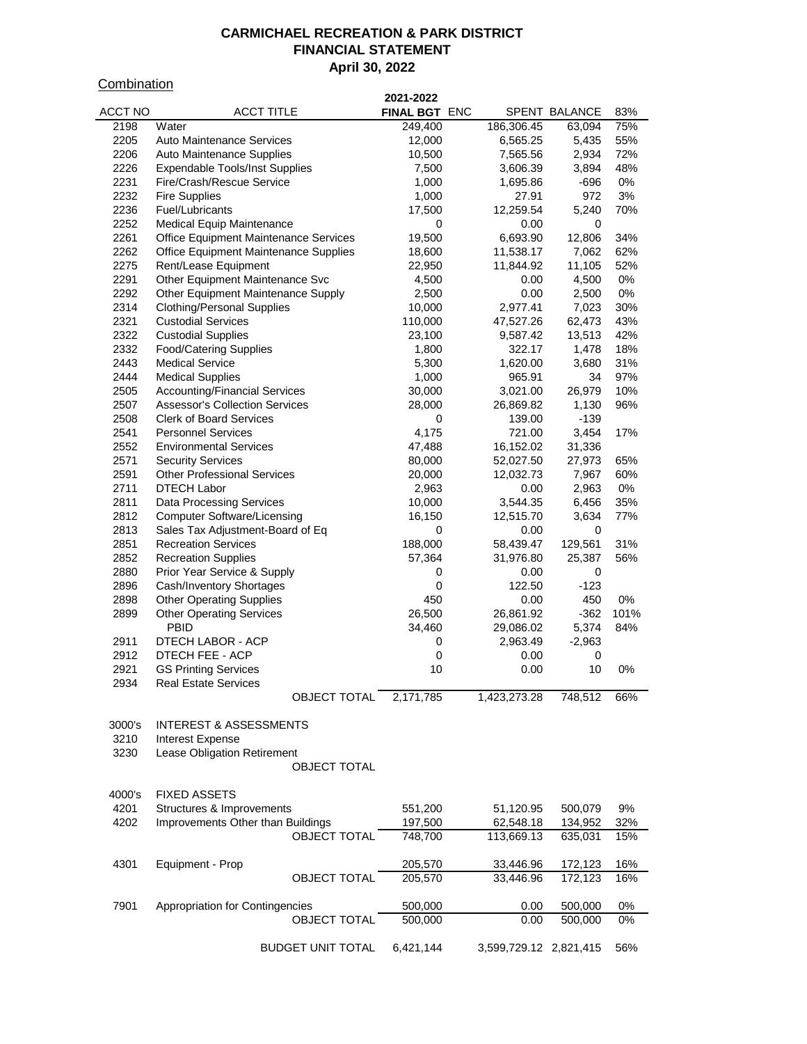# CARMICHAEL RECREATION & PARK DISTRICT
## FINANCIAL STATEMENT
### April 30, 2022

Combination

| ACCT NO | ACCT TITLE | 2021-2022 FINAL BGT | ENC | SPENT | BALANCE | 83% |
|---|---|---|---|---|---|---|
| 2198 | Water | 249,400 | | 186,306.45 | 63,094 | 75% |
| 2205 | Auto Maintenance Services | 12,000 | | 6,565.25 | 5,435 | 55% |
| 2206 | Auto Maintenance Supplies | 10,500 | | 7,565.56 | 2,934 | 72% |
| 2226 | Expendable Tools/Inst Supplies | 7,500 | | 3,606.39 | 3,894 | 48% |
| 2231 | Fire/Crash/Rescue Service | 1,000 | | 1,695.86 | -696 | 0% |
| 2232 | Fire Supplies | 1,000 | | 27.91 | 972 | 3% |
| 2236 | Fuel/Lubricants | 17,500 | | 12,259.54 | 5,240 | 70% |
| 2252 | Medical Equip Maintenance | 0 | | 0.00 | 0 | |
| 2261 | Office Equipment Maintenance Services | 19,500 | | 6,693.90 | 12,806 | 34% |
| 2262 | Office Equipment Maintenance Supplies | 18,600 | | 11,538.17 | 7,062 | 62% |
| 2275 | Rent/Lease Equipment | 22,950 | | 11,844.92 | 11,105 | 52% |
| 2291 | Other Equipment Maintenance Svc | 4,500 | | 0.00 | 4,500 | 0% |
| 2292 | Other Equipment Maintenance Supply | 2,500 | | 0.00 | 2,500 | 0% |
| 2314 | Clothing/Personal Supplies | 10,000 | | 2,977.41 | 7,023 | 30% |
| 2321 | Custodial Services | 110,000 | | 47,527.26 | 62,473 | 43% |
| 2322 | Custodial Supplies | 23,100 | | 9,587.42 | 13,513 | 42% |
| 2332 | Food/Catering Supplies | 1,800 | | 322.17 | 1,478 | 18% |
| 2443 | Medical Service | 5,300 | | 1,620.00 | 3,680 | 31% |
| 2444 | Medical Supplies | 1,000 | | 965.91 | 34 | 97% |
| 2505 | Accounting/Financial Services | 30,000 | | 3,021.00 | 26,979 | 10% |
| 2507 | Assessor's Collection Services | 28,000 | | 26,869.82 | 1,130 | 96% |
| 2508 | Clerk of Board Services | 0 | | 139.00 | -139 | |
| 2541 | Personnel Services | 4,175 | | 721.00 | 3,454 | 17% |
| 2552 | Environmental Services | 47,488 | | 16,152.02 | 31,336 | |
| 2571 | Security Services | 80,000 | | 52,027.50 | 27,973 | 65% |
| 2591 | Other Professional Services | 20,000 | | 12,032.73 | 7,967 | 60% |
| 2711 | DTECH Labor | 2,963 | | 0.00 | 2,963 | 0% |
| 2811 | Data Processing Services | 10,000 | | 3,544.35 | 6,456 | 35% |
| 2812 | Computer Software/Licensing | 16,150 | | 12,515.70 | 3,634 | 77% |
| 2813 | Sales Tax Adjustment-Board of Eq | 0 | | 0.00 | 0 | |
| 2851 | Recreation Services | 188,000 | | 58,439.47 | 129,561 | 31% |
| 2852 | Recreation Supplies | 57,364 | | 31,976.80 | 25,387 | 56% |
| 2880 | Prior Year Service & Supply | 0 | | 0.00 | 0 | |
| 2896 | Cash/Inventory Shortages | 0 | | 122.50 | -123 | |
| 2898 | Other Operating Supplies | 450 | | 0.00 | 450 | 0% |
| 2899 | Other Operating Services | 26,500 | | 26,861.92 | -362 | 101% |
| | PBID | 34,460 | | 29,086.02 | 5,374 | 84% |
| 2911 | DTECH LABOR - ACP | 0 | | 2,963.49 | -2,963 | |
| 2912 | DTECH FEE - ACP | 0 | | 0.00 | 0 | |
| 2921 | GS Printing Services | 10 | | 0.00 | 10 | 0% |
| 2934 | Real Estate Services | | | | | |
| | OBJECT TOTAL | 2,171,785 | | 1,423,273.28 | 748,512 | 66% |
| | | | | | | |
| 3000's | INTEREST & ASSESSMENTS | | | | | |
| 3210 | Interest Expense | | | | | |
| 3230 | Lease Obligation Retirement | | | | | |
| | OBJECT TOTAL | | | | | |
| | | | | | | |
| 4000's | FIXED ASSETS | | | | | |
| 4201 | Structures & Improvements | 551,200 | | 51,120.95 | 500,079 | 9% |
| 4202 | Improvements Other than Buildings | 197,500 | | 62,548.18 | 134,952 | 32% |
| | OBJECT TOTAL | 748,700 | | 113,669.13 | 635,031 | 15% |
| | | | | | | |
| 4301 | Equipment - Prop | 205,570 | | 33,446.96 | 172,123 | 16% |
| | OBJECT TOTAL | 205,570 | | 33,446.96 | 172,123 | 16% |
| | | | | | | |
| 7901 | Appropriation for Contingencies | 500,000 | | 0.00 | 500,000 | 0% |
| | OBJECT TOTAL | 500,000 | | 0.00 | 500,000 | 0% |
| | | | | | | |
| | BUDGET UNIT TOTAL | 6,421,144 | | 3,599,729.12 | 2,821,415 | 56% |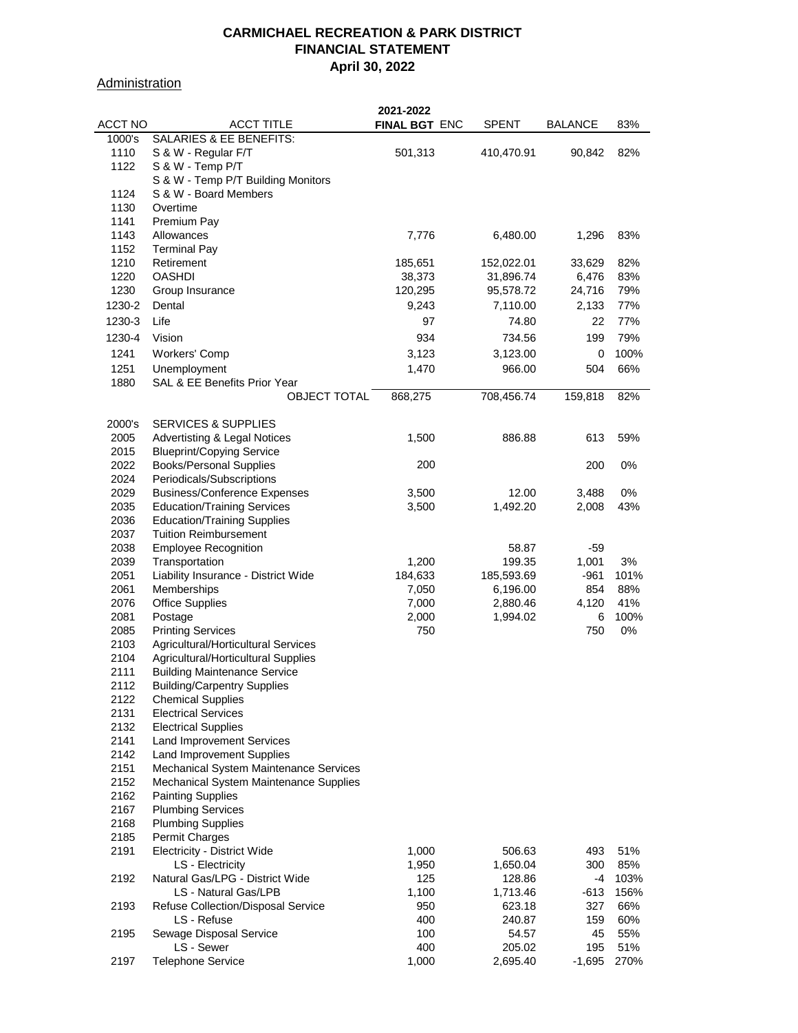# CARMICHAEL RECREATION & PARK DISTRICT
## FINANCIAL STATEMENT
### April 30, 2022

Administration

| ACCT NO | ACCT TITLE | 2021-2022 FINAL BGT | ENC | SPENT | BALANCE | 83% |
|---|---|---|---|---|---|---|
| 1000's | SALARIES & EE BENEFITS: | | | | | |
| 1110 | S & W - Regular F/T | 501,313 | | 410,470.91 | 90,842 | 82% |
| 1122 | S & W - Temp P/T | | | | | |
| | S & W - Temp P/T Building Monitors | | | | | |
| 1124 | S & W - Board Members | | | | | |
| 1130 | Overtime | | | | | |
| 1141 | Premium Pay | | | | | |
| 1143 | Allowances | 7,776 | | 6,480.00 | 1,296 | 83% |
| 1152 | Terminal Pay | | | | | |
| 1210 | Retirement | 185,651 | | 152,022.01 | 33,629 | 82% |
| 1220 | OASHDI | 38,373 | | 31,896.74 | 6,476 | 83% |
| 1230 | Group Insurance | 120,295 | | 95,578.72 | 24,716 | 79% |
| 1230-2 | Dental | 9,243 | | 7,110.00 | 2,133 | 77% |
| 1230-3 | Life | 97 | | 74.80 | 22 | 77% |
| 1230-4 | Vision | 934 | | 734.56 | 199 | 79% |
| 1241 | Workers' Comp | 3,123 | | 3,123.00 | 0 | 100% |
| 1251 | Unemployment | 1,470 | | 966.00 | 504 | 66% |
| 1880 | SAL & EE Benefits Prior Year | | | | | |
| | OBJECT TOTAL | 868,275 | | 708,456.74 | 159,818 | 82% |
| | | | | | | |
| 2000's | SERVICES & SUPPLIES | | | | | |
| 2005 | Advertisting & Legal Notices | 1,500 | | 886.88 | 613 | 59% |
| 2015 | Blueprint/Copying Service | | | | | |
| 2022 | Books/Personal Supplies | 200 | | | 200 | 0% |
| 2024 | Periodicals/Subscriptions | | | | | |
| 2029 | Business/Conference Expenses | 3,500 | | 12.00 | 3,488 | 0% |
| 2035 | Education/Training Services | 3,500 | | 1,492.20 | 2,008 | 43% |
| 2036 | Education/Training Supplies | | | | | |
| 2037 | Tuition Reimbursement | | | | | |
| 2038 | Employee Recognition | | | 58.87 | -59 | |
| 2039 | Transportation | 1,200 | | 199.35 | 1,001 | 3% |
| 2051 | Liability Insurance - District Wide | 184,633 | | 185,593.69 | -961 | 101% |
| 2061 | Memberships | 7,050 | | 6,196.00 | 854 | 88% |
| 2076 | Office Supplies | 7,000 | | 2,880.46 | 4,120 | 41% |
| 2081 | Postage | 2,000 | | 1,994.02 | 6 | 100% |
| 2085 | Printing Services | 750 | | | 750 | 0% |
| 2103 | Agricultural/Horticultural Services | | | | | |
| 2104 | Agricultural/Horticultural Supplies | | | | | |
| 2111 | Building Maintenance Service | | | | | |
| 2112 | Building/Carpentry Supplies | | | | | |
| 2122 | Chemical Supplies | | | | | |
| 2131 | Electrical Services | | | | | |
| 2132 | Electrical Supplies | | | | | |
| 2141 | Land Improvement Services | | | | | |
| 2142 | Land Improvement Supplies | | | | | |
| 2151 | Mechanical System Maintenance Services | | | | | |
| 2152 | Mechanical System Maintenance Supplies | | | | | |
| 2162 | Painting Supplies | | | | | |
| 2167 | Plumbing Services | | | | | |
| 2168 | Plumbing Supplies | | | | | |
| 2185 | Permit Charges | | | | | |
| 2191 | Electricity - District Wide | 1,000 | | 506.63 | 493 | 51% |
| | LS - Electricity | 1,950 | | 1,650.04 | 300 | 85% |
| 2192 | Natural Gas/LPG - District Wide | 125 | | 128.86 | -4 | 103% |
| | LS - Natural Gas/LPB | 1,100 | | 1,713.46 | -613 | 156% |
| 2193 | Refuse Collection/Disposal Service | 950 | | 623.18 | 327 | 66% |
| | LS - Refuse | 400 | | 240.87 | 159 | 60% |
| 2195 | Sewage Disposal Service | 100 | | 54.57 | 45 | 55% |
| | LS - Sewer | 400 | | 205.02 | 195 | 51% |
| 2197 | Telephone Service | 1,000 | | 2,695.40 | -1,695 | 270% |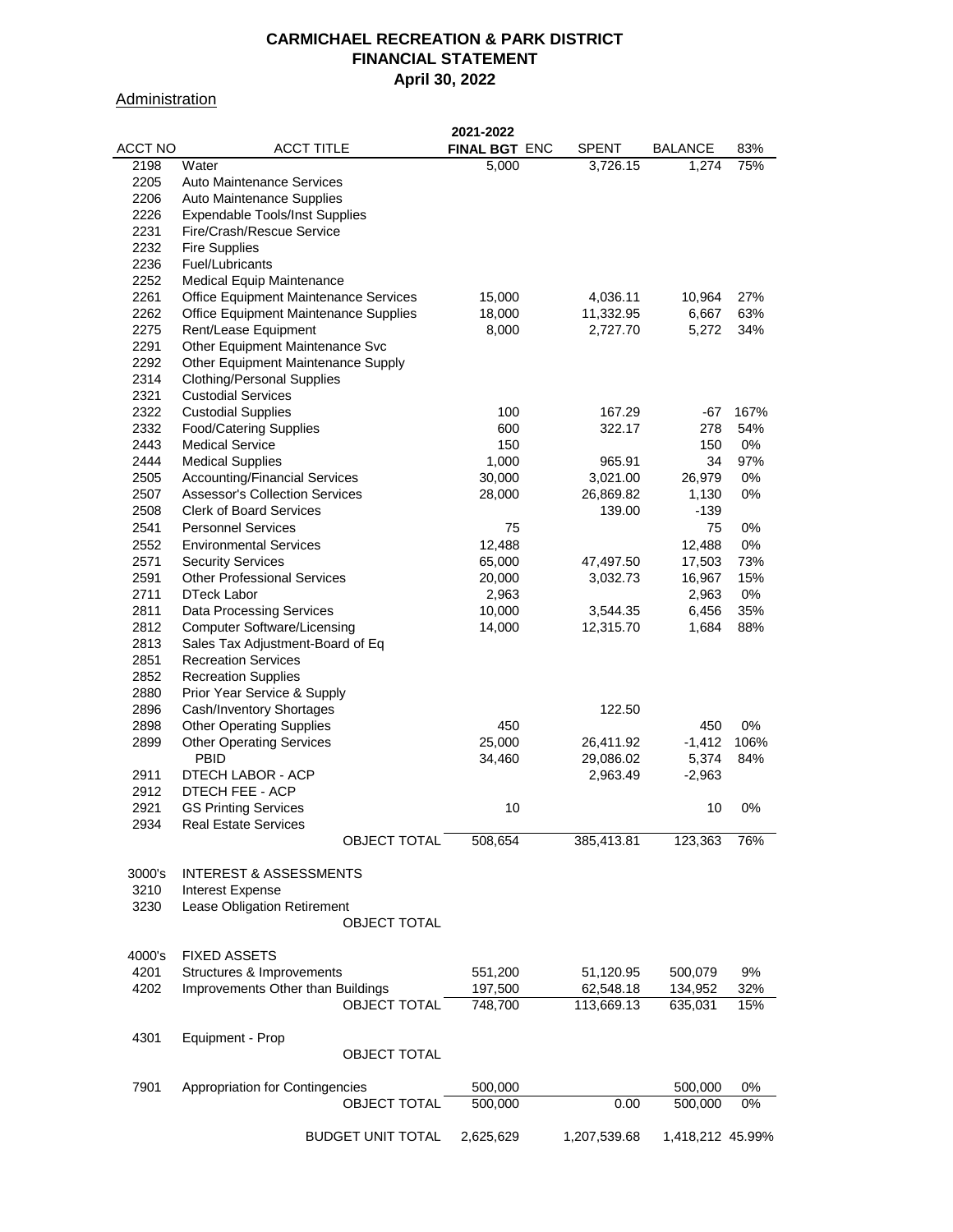**CARMICHAEL RECREATION & PARK DISTRICT**
**FINANCIAL STATEMENT**
**April 30, 2022**

Administration

| ACCT NO | ACCT TITLE | 2021-2022 FINAL BGT | ENC | SPENT | BALANCE | 83% |
|---|---|---|---|---|---|---|
| 2198 | Water | 5,000 | | 3,726.15 | 1,274 | 75% |
| 2205 | Auto Maintenance Services | | | | | |
| 2206 | Auto Maintenance Supplies | | | | | |
| 2226 | Expendable Tools/Inst Supplies | | | | | |
| 2231 | Fire/Crash/Rescue Service | | | | | |
| 2232 | Fire Supplies | | | | | |
| 2236 | Fuel/Lubricants | | | | | |
| 2252 | Medical Equip Maintenance | | | | | |
| 2261 | Office Equipment Maintenance Services | 15,000 | | 4,036.11 | 10,964 | 27% |
| 2262 | Office Equipment Maintenance Supplies | 18,000 | | 11,332.95 | 6,667 | 63% |
| 2275 | Rent/Lease Equipment | 8,000 | | 2,727.70 | 5,272 | 34% |
| 2291 | Other Equipment Maintenance Svc | | | | | |
| 2292 | Other Equipment Maintenance Supply | | | | | |
| 2314 | Clothing/Personal Supplies | | | | | |
| 2321 | Custodial Services | | | | | |
| 2322 | Custodial Supplies | 100 | | 167.29 | -67 | 167% |
| 2332 | Food/Catering Supplies | 600 | | 322.17 | 278 | 54% |
| 2443 | Medical Service | 150 | | | 150 | 0% |
| 2444 | Medical Supplies | 1,000 | | 965.91 | 34 | 97% |
| 2505 | Accounting/Financial Services | 30,000 | | 3,021.00 | 26,979 | 0% |
| 2507 | Assessor's Collection Services | 28,000 | | 26,869.82 | 1,130 | 0% |
| 2508 | Clerk of Board Services | | | 139.00 | -139 | |
| 2541 | Personnel Services | 75 | | | 75 | 0% |
| 2552 | Environmental Services | 12,488 | | | 12,488 | 0% |
| 2571 | Security Services | 65,000 | | 47,497.50 | 17,503 | 73% |
| 2591 | Other Professional Services | 20,000 | | 3,032.73 | 16,967 | 15% |
| 2711 | DTeck Labor | 2,963 | | | 2,963 | 0% |
| 2811 | Data Processing Services | 10,000 | | 3,544.35 | 6,456 | 35% |
| 2812 | Computer Software/Licensing | 14,000 | | 12,315.70 | 1,684 | 88% |
| 2813 | Sales Tax Adjustment-Board of Eq | | | | | |
| 2851 | Recreation Services | | | | | |
| 2852 | Recreation Supplies | | | | | |
| 2880 | Prior Year Service & Supply | | | | | |
| 2896 | Cash/Inventory Shortages | | | 122.50 | | |
| 2898 | Other Operating Supplies | 450 | | | 450 | 0% |
| 2899 | Other Operating Services | 25,000 | | 26,411.92 | -1,412 | 106% |
| | PBID | 34,460 | | 29,086.02 | 5,374 | 84% |
| 2911 | DTECH LABOR - ACP | | | 2,963.49 | -2,963 | |
| 2912 | DTECH FEE - ACP | | | | | |
| 2921 | GS Printing Services | 10 | | | 10 | 0% |
| 2934 | Real Estate Services | | | | | |
| | OBJECT TOTAL | 508,654 | | 385,413.81 | 123,363 | 76% |
| | | | | | | |
| 3000's | INTEREST & ASSESSMENTS | | | | | |
| 3210 | Interest Expense | | | | | |
| 3230 | Lease Obligation Retirement | | | | | |
| | OBJECT TOTAL | | | | | |
| | | | | | | |
| 4000's | FIXED ASSETS | | | | | |
| 4201 | Structures & Improvements | 551,200 | | 51,120.95 | 500,079 | 9% |
| 4202 | Improvements Other than Buildings | 197,500 | | 62,548.18 | 134,952 | 32% |
| | OBJECT TOTAL | 748,700 | | 113,669.13 | 635,031 | 15% |
| | | | | | | |
| 4301 | Equipment - Prop | | | | | |
| | OBJECT TOTAL | | | | | |
| | | | | | | |
| 7901 | Appropriation for Contingencies | 500,000 | | | 500,000 | 0% |
| | OBJECT TOTAL | 500,000 | | 0.00 | 500,000 | 0% |
| | | | | | | |
| | BUDGET UNIT TOTAL | 2,625,629 | | 1,207,539.68 | 1,418,212 | 45.99% |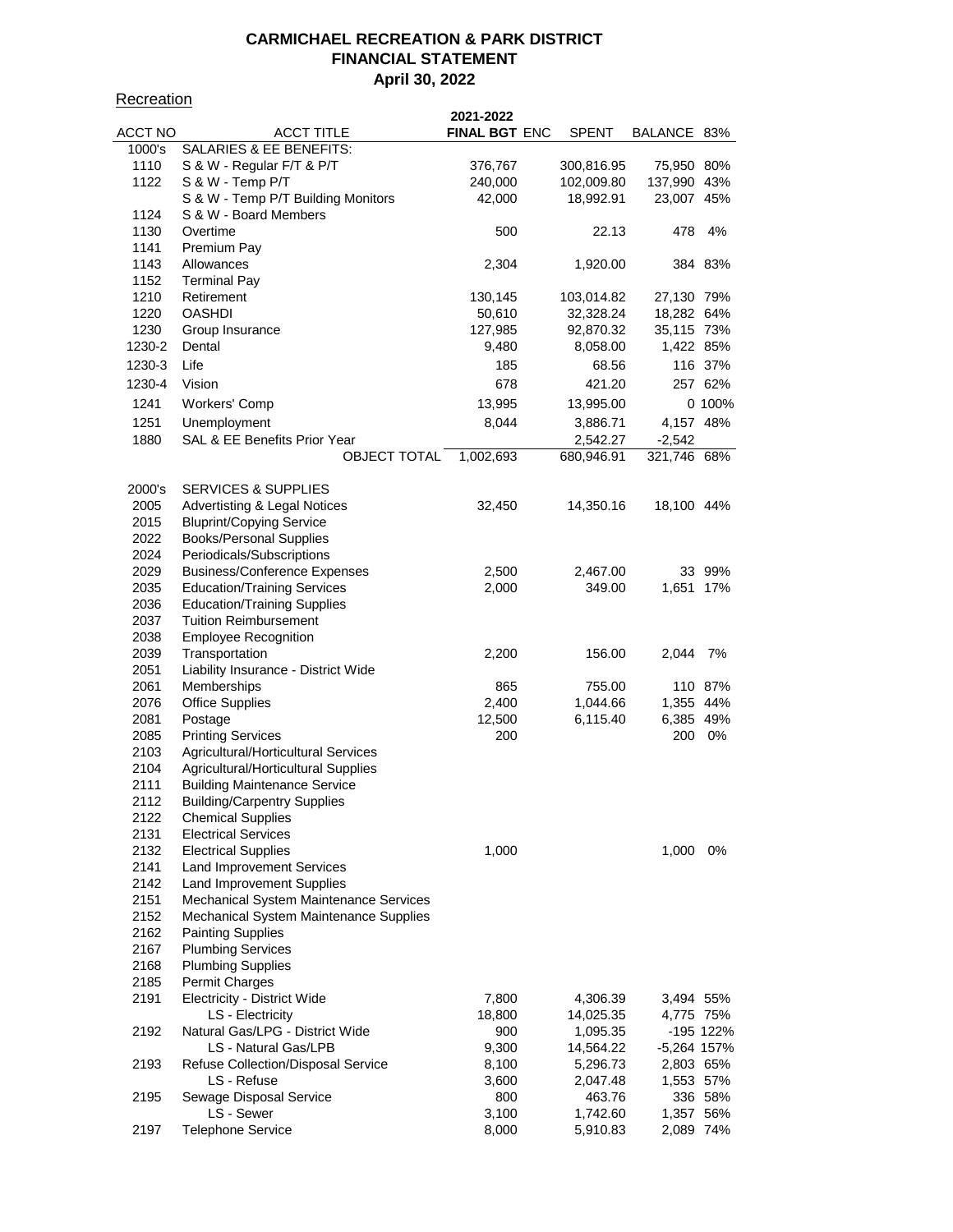# CARMICHAEL RECREATION & PARK DISTRICT
## FINANCIAL STATEMENT
### April 30, 2022

Recreation

| ACCT NO | ACCT TITLE | 2021-2022 FINAL BGT | ENC | SPENT | BALANCE | 83% |
|---|---|---|---|---|---|---|
| 1000's | SALARIES & EE BENEFITS: | | | | | |
| 1110 | S & W - Regular F/T & P/T | 376,767 | | 300,816.95 | 75,950 | 80% |
| 1122 | S & W - Temp P/T | 240,000 | | 102,009.80 | 137,990 | 43% |
| | S & W - Temp P/T Building Monitors | 42,000 | | 18,992.91 | 23,007 | 45% |
| 1124 | S & W - Board Members | | | | | |
| 1130 | Overtime | 500 | | 22.13 | 478 | 4% |
| 1141 | Premium Pay | | | | | |
| 1143 | Allowances | 2,304 | | 1,920.00 | 384 | 83% |
| 1152 | Terminal Pay | | | | | |
| 1210 | Retirement | 130,145 | | 103,014.82 | 27,130 | 79% |
| 1220 | OASHDI | 50,610 | | 32,328.24 | 18,282 | 64% |
| 1230 | Group Insurance | 127,985 | | 92,870.32 | 35,115 | 73% |
| 1230-2 | Dental | 9,480 | | 8,058.00 | 1,422 | 85% |
| 1230-3 | Life | 185 | | 68.56 | 116 | 37% |
| 1230-4 | Vision | 678 | | 421.20 | 257 | 62% |
| 1241 | Workers' Comp | 13,995 | | 13,995.00 | 0 | 100% |
| 1251 | Unemployment | 8,044 | | 3,886.71 | 4,157 | 48% |
| 1880 | SAL & EE Benefits Prior Year | | | 2,542.27 | -2,542 | |
| | OBJECT TOTAL | 1,002,693 | | 680,946.91 | 321,746 | 68% |
| | | | | | | |
| 2000's | SERVICES & SUPPLIES | | | | | |
| 2005 | Advertisting & Legal Notices | 32,450 | | 14,350.16 | 18,100 | 44% |
| 2015 | Bluprint/Copying Service | | | | | |
| 2022 | Books/Personal Supplies | | | | | |
| 2024 | Periodicals/Subscriptions | | | | | |
| 2029 | Business/Conference Expenses | 2,500 | | 2,467.00 | 33 | 99% |
| 2035 | Education/Training Services | 2,000 | | 349.00 | 1,651 | 17% |
| 2036 | Education/Training Supplies | | | | | |
| 2037 | Tuition Reimbursement | | | | | |
| 2038 | Employee Recognition | | | | | |
| 2039 | Transportation | 2,200 | | 156.00 | 2,044 | 7% |
| 2051 | Liability Insurance - District Wide | | | | | |
| 2061 | Memberships | 865 | | 755.00 | 110 | 87% |
| 2076 | Office Supplies | 2,400 | | 1,044.66 | 1,355 | 44% |
| 2081 | Postage | 12,500 | | 6,115.40 | 6,385 | 49% |
| 2085 | Printing Services | 200 | | | 200 | 0% |
| 2103 | Agricultural/Horticultural Services | | | | | |
| 2104 | Agricultural/Horticultural Supplies | | | | | |
| 2111 | Building Maintenance Service | | | | | |
| 2112 | Building/Carpentry Supplies | | | | | |
| 2122 | Chemical Supplies | | | | | |
| 2131 | Electrical Services | | | | | |
| 2132 | Electrical Supplies | 1,000 | | | 1,000 | 0% |
| 2141 | Land Improvement Services | | | | | |
| 2142 | Land Improvement Supplies | | | | | |
| 2151 | Mechanical System Maintenance Services | | | | | |
| 2152 | Mechanical System Maintenance Supplies | | | | | |
| 2162 | Painting Supplies | | | | | |
| 2167 | Plumbing Services | | | | | |
| 2168 | Plumbing Supplies | | | | | |
| 2185 | Permit Charges | | | | | |
| 2191 | Electricity - District Wide | 7,800 | | 4,306.39 | 3,494 | 55% |
| | LS - Electricity | 18,800 | | 14,025.35 | 4,775 | 75% |
| 2192 | Natural Gas/LPG - District Wide | 900 | | 1,095.35 | -195 | 122% |
| | LS - Natural Gas/LPB | 9,300 | | 14,564.22 | -5,264 | 157% |
| 2193 | Refuse Collection/Disposal Service | 8,100 | | 5,296.73 | 2,803 | 65% |
| | LS - Refuse | 3,600 | | 2,047.48 | 1,553 | 57% |
| 2195 | Sewage Disposal Service | 800 | | 463.76 | 336 | 58% |
| | LS - Sewer | 3,100 | | 1,742.60 | 1,357 | 56% |
| 2197 | Telephone Service | 8,000 | | 5,910.83 | 2,089 | 74% |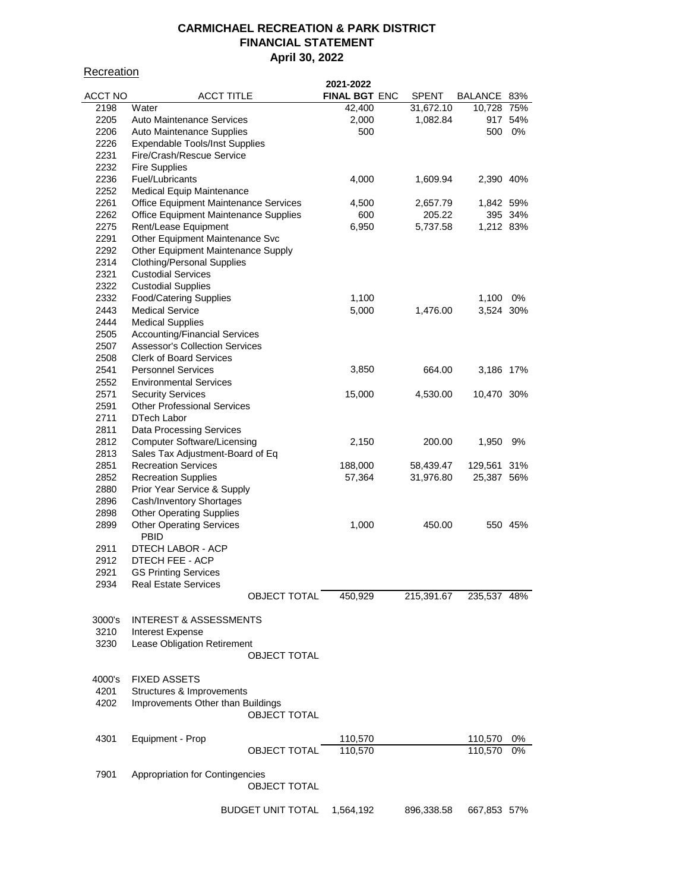# CARMICHAEL RECREATION & PARK DISTRICT
## FINANCIAL STATEMENT
### April 30, 2022

Recreation

| ACCT NO | ACCT TITLE | 2021-2022 FINAL BGT | ENC | SPENT | BALANCE | 83% |
|---|---|---|---|---|---|---|
| 2198 | Water | 42,400 | | 31,672.10 | 10,728 | 75% |
| 2205 | Auto Maintenance Services | 2,000 | | 1,082.84 | 917 | 54% |
| 2206 | Auto Maintenance Supplies | 500 | | | 500 | 0% |
| 2226 | Expendable Tools/Inst Supplies | | | | | |
| 2231 | Fire/Crash/Rescue Service | | | | | |
| 2232 | Fire Supplies | | | | | |
| 2236 | Fuel/Lubricants | 4,000 | | 1,609.94 | 2,390 | 40% |
| 2252 | Medical Equip Maintenance | | | | | |
| 2261 | Office Equipment Maintenance Services | 4,500 | | 2,657.79 | 1,842 | 59% |
| 2262 | Office Equipment Maintenance Supplies | 600 | | 205.22 | 395 | 34% |
| 2275 | Rent/Lease Equipment | 6,950 | | 5,737.58 | 1,212 | 83% |
| 2291 | Other Equipment Maintenance Svc | | | | | |
| 2292 | Other Equipment Maintenance Supply | | | | | |
| 2314 | Clothing/Personal Supplies | | | | | |
| 2321 | Custodial Services | | | | | |
| 2322 | Custodial Supplies | | | | | |
| 2332 | Food/Catering Supplies | 1,100 | | | 1,100 | 0% |
| 2443 | Medical Service | 5,000 | | 1,476.00 | 3,524 | 30% |
| 2444 | Medical Supplies | | | | | |
| 2505 | Accounting/Financial Services | | | | | |
| 2507 | Assessor's Collection Services | | | | | |
| 2508 | Clerk of Board Services | | | | | |
| 2541 | Personnel Services | 3,850 | | 664.00 | 3,186 | 17% |
| 2552 | Environmental Services | | | | | |
| 2571 | Security Services | 15,000 | | 4,530.00 | 10,470 | 30% |
| 2591 | Other Professional Services | | | | | |
| 2711 | DTech Labor | | | | | |
| 2811 | Data Processing Services | | | | | |
| 2812 | Computer Software/Licensing | 2,150 | | 200.00 | 1,950 | 9% |
| 2813 | Sales Tax Adjustment-Board of Eq | | | | | |
| 2851 | Recreation Services | 188,000 | | 58,439.47 | 129,561 | 31% |
| 2852 | Recreation Supplies | 57,364 | | 31,976.80 | 25,387 | 56% |
| 2880 | Prior Year Service & Supply | | | | | |
| 2896 | Cash/Inventory Shortages | | | | | |
| 2898 | Other Operating Supplies | | | | | |
| 2899 | Other Operating Services PBID | 1,000 | | 450.00 | 550 | 45% |
| 2911 | DTECH LABOR - ACP | | | | | |
| 2912 | DTECH FEE - ACP | | | | | |
| 2921 | GS Printing Services | | | | | |
| 2934 | Real Estate Services | | | | | |
| | OBJECT TOTAL | 450,929 | | 215,391.67 | 235,537 | 48% |
| | | | | | | |
| 3000's | INTEREST & ASSESSMENTS | | | | | |
| 3210 | Interest Expense | | | | | |
| 3230 | Lease Obligation Retirement | | | | | |
| | OBJECT TOTAL | | | | | |
| | | | | | | |
| 4000's | FIXED ASSETS | | | | | |
| 4201 | Structures & Improvements | | | | | |
| 4202 | Improvements Other than Buildings | | | | | |
| | OBJECT TOTAL | | | | | |
| | | | | | | |
| 4301 | Equipment - Prop | 110,570 | | | 110,570 | 0% |
| | OBJECT TOTAL | 110,570 | | | 110,570 | 0% |
| | | | | | | |
| 7901 | Appropriation for Contingencies | | | | | |
| | OBJECT TOTAL | | | | | |
| | | | | | | |
| | BUDGET UNIT TOTAL | 1,564,192 | | 896,338.58 | 667,853 | 57% |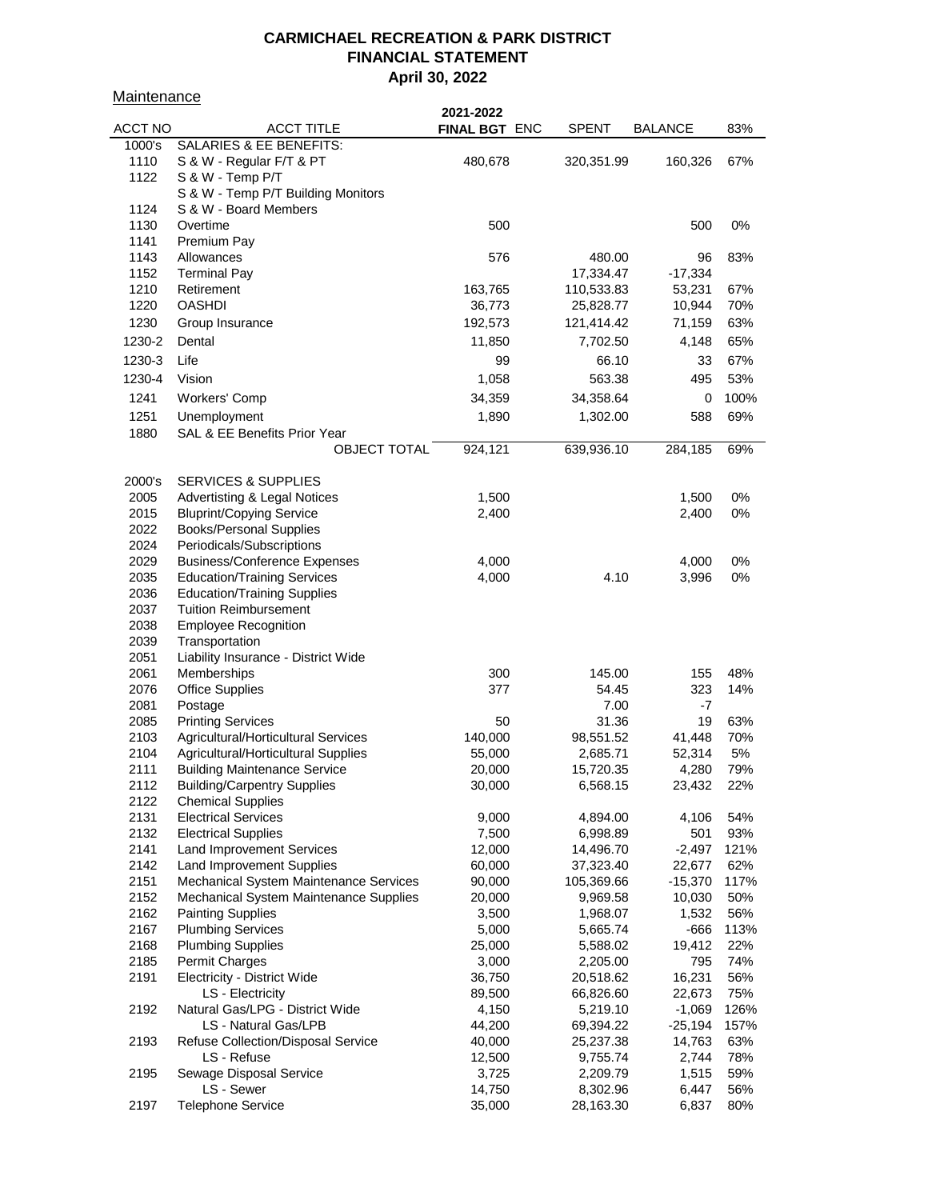**CARMICHAEL RECREATION & PARK DISTRICT**
**FINANCIAL STATEMENT**
**April 30, 2022**

Maintenance

| ACCT NO | ACCT TITLE | 2021-2022 FINAL BGT | ENC | SPENT | BALANCE | 83% |
|---|---|---|---|---|---|---|
| 1000's | SALARIES & EE BENEFITS: | | | | | |
| 1110 | S & W - Regular F/T & PT | 480,678 | | 320,351.99 | 160,326 | 67% |
| 1122 | S & W - Temp P/T | | | | | |
| | S & W - Temp P/T Building Monitors | | | | | |
| 1124 | S & W - Board Members | | | | | |
| 1130 | Overtime | 500 | | | 500 | 0% |
| 1141 | Premium Pay | | | | | |
| 1143 | Allowances | 576 | | 480.00 | 96 | 83% |
| 1152 | Terminal Pay | | | 17,334.47 | -17,334 | |
| 1210 | Retirement | 163,765 | | 110,533.83 | 53,231 | 67% |
| 1220 | OASHDI | 36,773 | | 25,828.77 | 10,944 | 70% |
| 1230 | Group Insurance | 192,573 | | 121,414.42 | 71,159 | 63% |
| 1230-2 | Dental | 11,850 | | 7,702.50 | 4,148 | 65% |
| 1230-3 | Life | 99 | | 66.10 | 33 | 67% |
| 1230-4 | Vision | 1,058 | | 563.38 | 495 | 53% |
| 1241 | Workers' Comp | 34,359 | | 34,358.64 | 0 | 100% |
| 1251 | Unemployment | 1,890 | | 1,302.00 | 588 | 69% |
| 1880 | SAL & EE Benefits Prior Year | | | | | |
| | OBJECT TOTAL | 924,121 | | 639,936.10 | 284,185 | 69% |
| | | | | | | |
| 2000's | SERVICES & SUPPLIES | | | | | |
| 2005 | Advertisting & Legal Notices | 1,500 | | | 1,500 | 0% |
| 2015 | Bluprint/Copying Service | 2,400 | | | 2,400 | 0% |
| 2022 | Books/Personal Supplies | | | | | |
| 2024 | Periodicals/Subscriptions | | | | | |
| 2029 | Business/Conference Expenses | 4,000 | | | 4,000 | 0% |
| 2035 | Education/Training Services | 4,000 | | 4.10 | 3,996 | 0% |
| 2036 | Education/Training Supplies | | | | | |
| 2037 | Tuition Reimbursement | | | | | |
| 2038 | Employee Recognition | | | | | |
| 2039 | Transportation | | | | | |
| 2051 | Liability Insurance - District Wide | | | | | |
| 2061 | Memberships | 300 | | 145.00 | 155 | 48% |
| 2076 | Office Supplies | 377 | | 54.45 | 323 | 14% |
| 2081 | Postage | | | 7.00 | -7 | |
| 2085 | Printing Services | 50 | | 31.36 | 19 | 63% |
| 2103 | Agricultural/Horticultural Services | 140,000 | | 98,551.52 | 41,448 | 70% |
| 2104 | Agricultural/Horticultural Supplies | 55,000 | | 2,685.71 | 52,314 | 5% |
| 2111 | Building Maintenance Service | 20,000 | | 15,720.35 | 4,280 | 79% |
| 2112 | Building/Carpentry Supplies | 30,000 | | 6,568.15 | 23,432 | 22% |
| 2122 | Chemical Supplies | | | | | |
| 2131 | Electrical Services | 9,000 | | 4,894.00 | 4,106 | 54% |
| 2132 | Electrical Supplies | 7,500 | | 6,998.89 | 501 | 93% |
| 2141 | Land Improvement Services | 12,000 | | 14,496.70 | -2,497 | 121% |
| 2142 | Land Improvement Supplies | 60,000 | | 37,323.40 | 22,677 | 62% |
| 2151 | Mechanical System Maintenance Services | 90,000 | | 105,369.66 | -15,370 | 117% |
| 2152 | Mechanical System Maintenance Supplies | 20,000 | | 9,969.58 | 10,030 | 50% |
| 2162 | Painting Supplies | 3,500 | | 1,968.07 | 1,532 | 56% |
| 2167 | Plumbing Services | 5,000 | | 5,665.74 | -666 | 113% |
| 2168 | Plumbing Supplies | 25,000 | | 5,588.02 | 19,412 | 22% |
| 2185 | Permit Charges | 3,000 | | 2,205.00 | 795 | 74% |
| 2191 | Electricity - District Wide | 36,750 | | 20,518.62 | 16,231 | 56% |
| | LS - Electricity | 89,500 | | 66,826.60 | 22,673 | 75% |
| 2192 | Natural Gas/LPG - District Wide | 4,150 | | 5,219.10 | -1,069 | 126% |
| | LS - Natural Gas/LPB | 44,200 | | 69,394.22 | -25,194 | 157% |
| 2193 | Refuse Collection/Disposal Service | 40,000 | | 25,237.38 | 14,763 | 63% |
| | LS - Refuse | 12,500 | | 9,755.74 | 2,744 | 78% |
| 2195 | Sewage Disposal Service | 3,725 | | 2,209.79 | 1,515 | 59% |
| | LS - Sewer | 14,750 | | 8,302.96 | 6,447 | 56% |
| 2197 | Telephone Service | 35,000 | | 28,163.30 | 6,837 | 80% |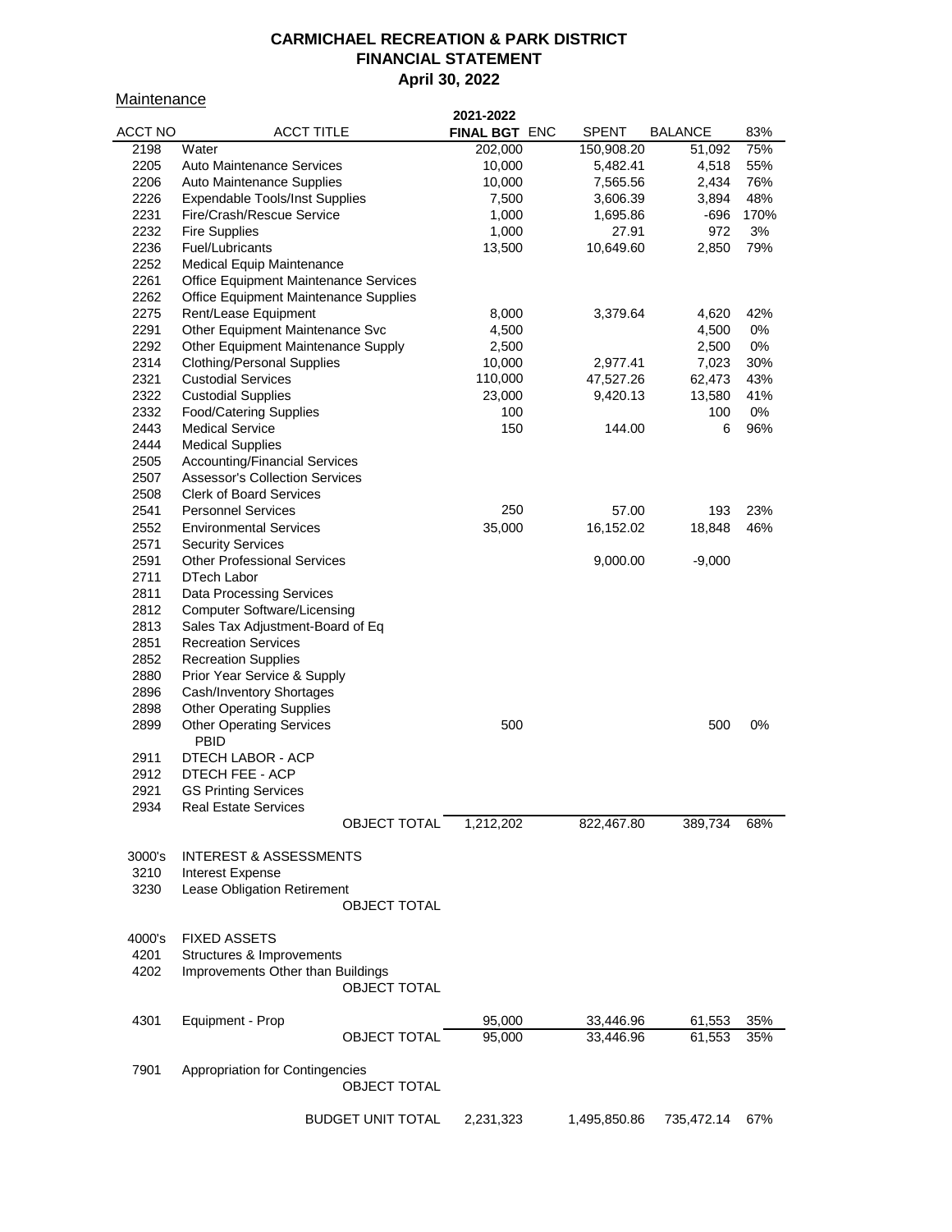# CARMICHAEL RECREATION & PARK DISTRICT
## FINANCIAL STATEMENT
### April 30, 2022

Maintenance

| ACCT NO | ACCT TITLE | 2021-2022 FINAL BGT | ENC | SPENT | BALANCE | 83% |
|---|---|---|---|---|---|---|
| 2198 | Water | 202,000 | | 150,908.20 | 51,092 | 75% |
| 2205 | Auto Maintenance Services | 10,000 | | 5,482.41 | 4,518 | 55% |
| 2206 | Auto Maintenance Supplies | 10,000 | | 7,565.56 | 2,434 | 76% |
| 2226 | Expendable Tools/Inst Supplies | 7,500 | | 3,606.39 | 3,894 | 48% |
| 2231 | Fire/Crash/Rescue Service | 1,000 | | 1,695.86 | -696 | 170% |
| 2232 | Fire Supplies | 1,000 | | 27.91 | 972 | 3% |
| 2236 | Fuel/Lubricants | 13,500 | | 10,649.60 | 2,850 | 79% |
| 2252 | Medical Equip Maintenance | | | | | |
| 2261 | Office Equipment Maintenance Services | | | | | |
| 2262 | Office Equipment Maintenance Supplies | | | | | |
| 2275 | Rent/Lease Equipment | 8,000 | | 3,379.64 | 4,620 | 42% |
| 2291 | Other Equipment Maintenance Svc | 4,500 | | | 4,500 | 0% |
| 2292 | Other Equipment Maintenance Supply | 2,500 | | | 2,500 | 0% |
| 2314 | Clothing/Personal Supplies | 10,000 | | 2,977.41 | 7,023 | 30% |
| 2321 | Custodial Services | 110,000 | | 47,527.26 | 62,473 | 43% |
| 2322 | Custodial Supplies | 23,000 | | 9,420.13 | 13,580 | 41% |
| 2332 | Food/Catering Supplies | 100 | | | 100 | 0% |
| 2443 | Medical Service | 150 | | 144.00 | 6 | 96% |
| 2444 | Medical Supplies | | | | | |
| 2505 | Accounting/Financial Services | | | | | |
| 2507 | Assessor's Collection Services | | | | | |
| 2508 | Clerk of Board Services | | | | | |
| 2541 | Personnel Services | 250 | | 57.00 | 193 | 23% |
| 2552 | Environmental Services | 35,000 | | 16,152.02 | 18,848 | 46% |
| 2571 | Security Services | | | | | |
| 2591 | Other Professional Services | | | 9,000.00 | -9,000 | |
| 2711 | DTech Labor | | | | | |
| 2811 | Data Processing Services | | | | | |
| 2812 | Computer Software/Licensing | | | | | |
| 2813 | Sales Tax Adjustment-Board of Eq | | | | | |
| 2851 | Recreation Services | | | | | |
| 2852 | Recreation Supplies | | | | | |
| 2880 | Prior Year Service & Supply | | | | | |
| 2896 | Cash/Inventory Shortages | | | | | |
| 2898 | Other Operating Supplies | | | | | |
| 2899 | Other Operating Services PBID | 500 | | | 500 | 0% |
| 2911 | DTECH LABOR - ACP | | | | | |
| 2912 | DTECH FEE - ACP | | | | | |
| 2921 | GS Printing Services | | | | | |
| 2934 | Real Estate Services | | | | | |
| | OBJECT TOTAL | 1,212,202 | | 822,467.80 | 389,734 | 68% |
| | | | | | | |
| 3000's | INTEREST & ASSESSMENTS | | | | | |
| 3210 | Interest Expense | | | | | |
| 3230 | Lease Obligation Retirement | | | | | |
| | OBJECT TOTAL | | | | | |
| | | | | | | |
| 4000's | FIXED ASSETS | | | | | |
| 4201 | Structures & Improvements | | | | | |
| 4202 | Improvements Other than Buildings | | | | | |
| | OBJECT TOTAL | | | | | |
| | | | | | | |
| 4301 | Equipment - Prop | 95,000 | | 33,446.96 | 61,553 | 35% |
| | OBJECT TOTAL | 95,000 | | 33,446.96 | 61,553 | 35% |
| | | | | | | |
| 7901 | Appropriation for Contingencies | | | | | |
| | OBJECT TOTAL | | | | | |
| | | | | | | |
| | BUDGET UNIT TOTAL | 2,231,323 | | 1,495,850.86 | 735,472.14 | 67% |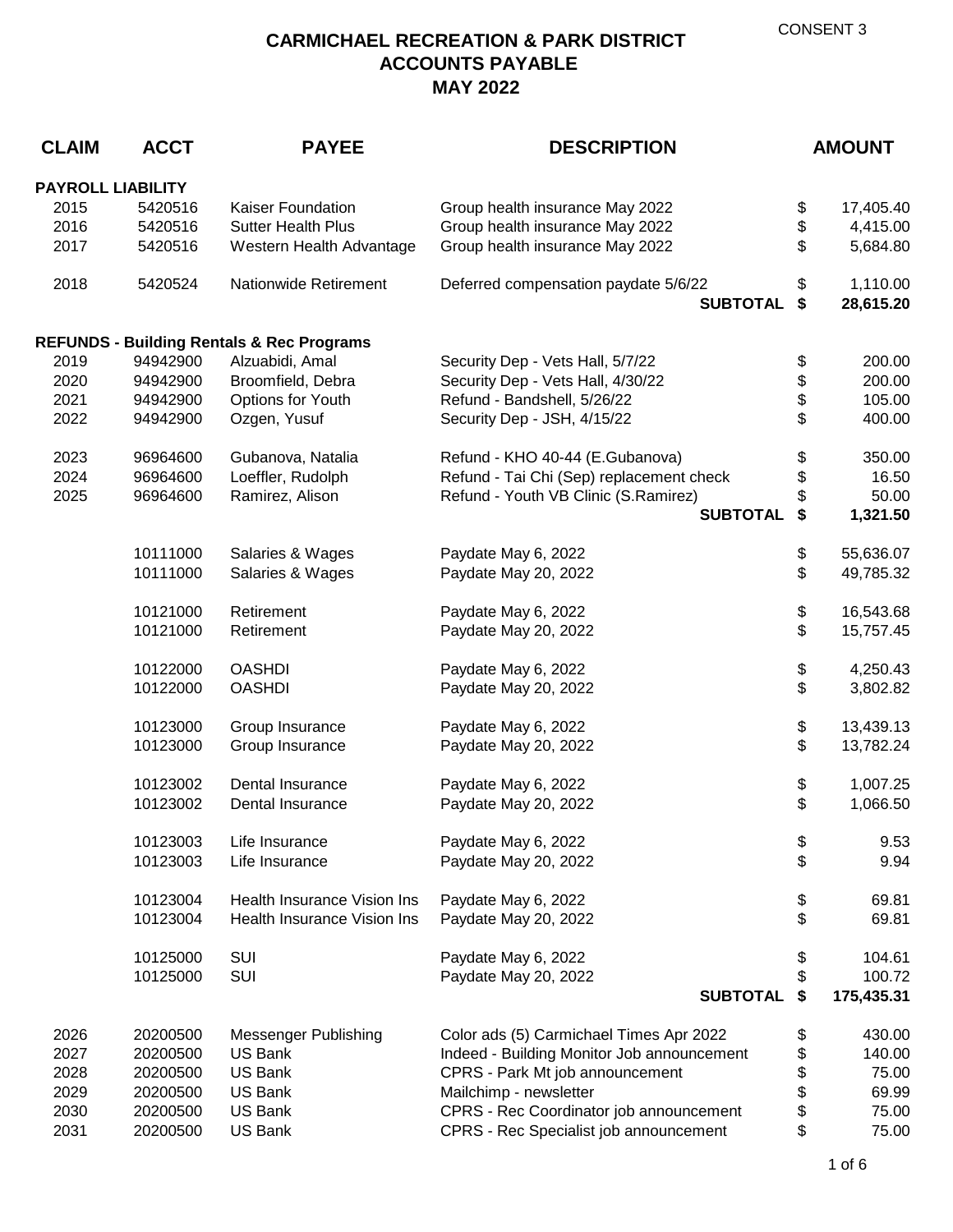CONSENT 3

# CARMICHAEL RECREATION & PARK DISTRICT
## ACCOUNTS PAYABLE
## MAY 2022

| CLAIM | ACCT | PAYEE | DESCRIPTION | AMOUNT |
|---|---|---|---|---|
| **PAYROLL LIABILITY** | | | | |
| 2015 | 5420516 | Kaiser Foundation | Group health insurance May 2022 | $ 17,405.40 |
| 2016 | 5420516 | Sutter Health Plus | Group health insurance May 2022 | $ 4,415.00 |
| 2017 | 5420516 | Western Health Advantage | Group health insurance May 2022 | $ 5,684.80 |
| 2018 | 5420524 | Nationwide Retirement | Deferred compensation paydate 5/6/22 | $ 1,110.00 |
| | | | **SUBTOTAL** | **$ 28,615.20** |
| **REFUNDS - Building Rentals & Rec Programs** | | | | |
| 2019 | 94942900 | Alzuabidi, Amal | Security Dep - Vets Hall, 5/7/22 | $ 200.00 |
| 2020 | 94942900 | Broomfield, Debra | Security Dep - Vets Hall, 4/30/22 | $ 200.00 |
| 2021 | 94942900 | Options for Youth | Refund - Bandshell, 5/26/22 | $ 105.00 |
| 2022 | 94942900 | Ozgen, Yusuf | Security Dep - JSH, 4/15/22 | $ 400.00 |
| 2023 | 96964600 | Gubanova, Natalia | Refund - KHO 40-44 (E.Gubanova) | $ 350.00 |
| 2024 | 96964600 | Loeffler, Rudolph | Refund - Tai Chi (Sep) replacement check | $ 16.50 |
| 2025 | 96964600 | Ramirez, Alison | Refund - Youth VB Clinic (S.Ramirez) | $ 50.00 |
| | | | **SUBTOTAL** | **$ 1,321.50** |
| | 10111000 | Salaries & Wages | Paydate May 6, 2022 | $ 55,636.07 |
| | 10111000 | Salaries & Wages | Paydate May 20, 2022 | $ 49,785.32 |
| | 10121000 | Retirement | Paydate May 6, 2022 | $ 16,543.68 |
| | 10121000 | Retirement | Paydate May 20, 2022 | $ 15,757.45 |
| | 10122000 | OASHDI | Paydate May 6, 2022 | $ 4,250.43 |
| | 10122000 | OASHDI | Paydate May 20, 2022 | $ 3,802.82 |
| | 10123000 | Group Insurance | Paydate May 6, 2022 | $ 13,439.13 |
| | 10123000 | Group Insurance | Paydate May 20, 2022 | $ 13,782.24 |
| | 10123002 | Dental Insurance | Paydate May 6, 2022 | $ 1,007.25 |
| | 10123002 | Dental Insurance | Paydate May 20, 2022 | $ 1,066.50 |
| | 10123003 | Life Insurance | Paydate May 6, 2022 | $ 9.53 |
| | 10123003 | Life Insurance | Paydate May 20, 2022 | $ 9.94 |
| | 10123004 | Health Insurance Vision Ins | Paydate May 6, 2022 | $ 69.81 |
| | 10123004 | Health Insurance Vision Ins | Paydate May 20, 2022 | $ 69.81 |
| | 10125000 | SUI | Paydate May 6, 2022 | $ 104.61 |
| | 10125000 | SUI | Paydate May 20, 2022 | $ 100.72 |
| | | | **SUBTOTAL** | **$ 175,435.31** |
| 2026 | 20200500 | Messenger Publishing | Color ads (5) Carmichael Times Apr 2022 | $ 430.00 |
| 2027 | 20200500 | US Bank | Indeed - Building Monitor Job announcement | $ 140.00 |
| 2028 | 20200500 | US Bank | CPRS - Park Mt job announcement | $ 75.00 |
| 2029 | 20200500 | US Bank | Mailchimp - newsletter | $ 69.99 |
| 2030 | 20200500 | US Bank | CPRS - Rec Coordinator job announcement | $ 75.00 |
| 2031 | 20200500 | US Bank | CPRS - Rec Specialist job announcement | $ 75.00 |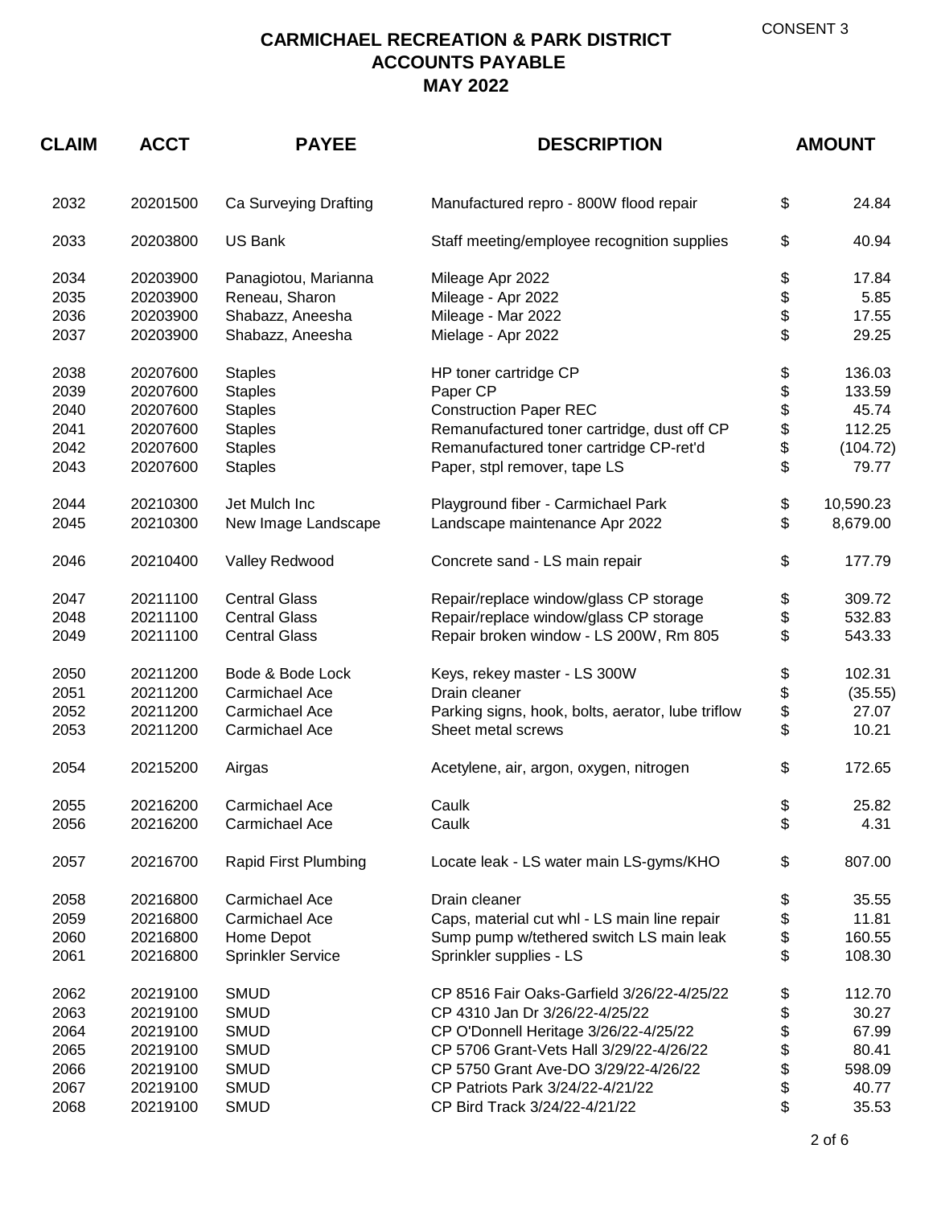CONSENT 3

# CARMICHAEL RECREATION & PARK DISTRICT
## ACCOUNTS PAYABLE
## MAY 2022

| CLAIM | ACCT | PAYEE | DESCRIPTION | AMOUNT |
|---|---|---|---|---|
| 2032 | 20201500 | Ca Surveying Drafting | Manufactured repro - 800W flood repair | $ 24.84 |
| 2033 | 20203800 | US Bank | Staff meeting/employee recognition supplies | $ 40.94 |
| 2034 | 20203900 | Panagiotou, Marianna | Mileage Apr 2022 | $ 17.84 |
| 2035 | 20203900 | Reneau, Sharon | Mileage - Apr 2022 | $ 5.85 |
| 2036 | 20203900 | Shabazz, Aneesha | Mileage - Mar 2022 | $ 17.55 |
| 2037 | 20203900 | Shabazz, Aneesha | Mielage - Apr 2022 | $ 29.25 |
| 2038 | 20207600 | Staples | HP toner cartridge CP | $ 136.03 |
| 2039 | 20207600 | Staples | Paper CP | $ 133.59 |
| 2040 | 20207600 | Staples | Construction Paper REC | $ 45.74 |
| 2041 | 20207600 | Staples | Remanufactured toner cartridge, dust off CP | $ 112.25 |
| 2042 | 20207600 | Staples | Remanufactured toner cartridge CP-ret'd | $ (104.72) |
| 2043 | 20207600 | Staples | Paper, stpl remover, tape LS | $ 79.77 |
| 2044 | 20210300 | Jet Mulch Inc | Playground fiber - Carmichael Park | $ 10,590.23 |
| 2045 | 20210300 | New Image Landscape | Landscape maintenance Apr 2022 | $ 8,679.00 |
| 2046 | 20210400 | Valley Redwood | Concrete sand - LS main repair | $ 177.79 |
| 2047 | 20211100 | Central Glass | Repair/replace window/glass CP storage | $ 309.72 |
| 2048 | 20211100 | Central Glass | Repair/replace window/glass CP storage | $ 532.83 |
| 2049 | 20211100 | Central Glass | Repair broken window - LS 200W, Rm 805 | $ 543.33 |
| 2050 | 20211200 | Bode & Bode Lock | Keys, rekey master - LS 300W | $ 102.31 |
| 2051 | 20211200 | Carmichael Ace | Drain cleaner | $ (35.55) |
| 2052 | 20211200 | Carmichael Ace | Parking signs, hook, bolts, aerator, lube triflow | $ 27.07 |
| 2053 | 20211200 | Carmichael Ace | Sheet metal screws | $ 10.21 |
| 2054 | 20215200 | Airgas | Acetylene, air, argon, oxygen, nitrogen | $ 172.65 |
| 2055 | 20216200 | Carmichael Ace | Caulk | $ 25.82 |
| 2056 | 20216200 | Carmichael Ace | Caulk | $ 4.31 |
| 2057 | 20216700 | Rapid First Plumbing | Locate leak - LS water main LS-gyms/KHO | $ 807.00 |
| 2058 | 20216800 | Carmichael Ace | Drain cleaner | $ 35.55 |
| 2059 | 20216800 | Carmichael Ace | Caps, material cut whl - LS main line repair | $ 11.81 |
| 2060 | 20216800 | Home Depot | Sump pump w/tethered switch LS main leak | $ 160.55 |
| 2061 | 20216800 | Sprinkler Service | Sprinkler supplies - LS | $ 108.30 |
| 2062 | 20219100 | SMUD | CP 8516 Fair Oaks-Garfield 3/26/22-4/25/22 | $ 112.70 |
| 2063 | 20219100 | SMUD | CP 4310 Jan Dr 3/26/22-4/25/22 | $ 30.27 |
| 2064 | 20219100 | SMUD | CP O'Donnell Heritage 3/26/22-4/25/22 | $ 67.99 |
| 2065 | 20219100 | SMUD | CP 5706 Grant-Vets Hall 3/29/22-4/26/22 | $ 80.41 |
| 2066 | 20219100 | SMUD | CP 5750 Grant Ave-DO 3/29/22-4/26/22 | $ 598.09 |
| 2067 | 20219100 | SMUD | CP Patriots Park 3/24/22-4/21/22 | $ 40.77 |
| 2068 | 20219100 | SMUD | CP Bird Track 3/24/22-4/21/22 | $ 35.53 |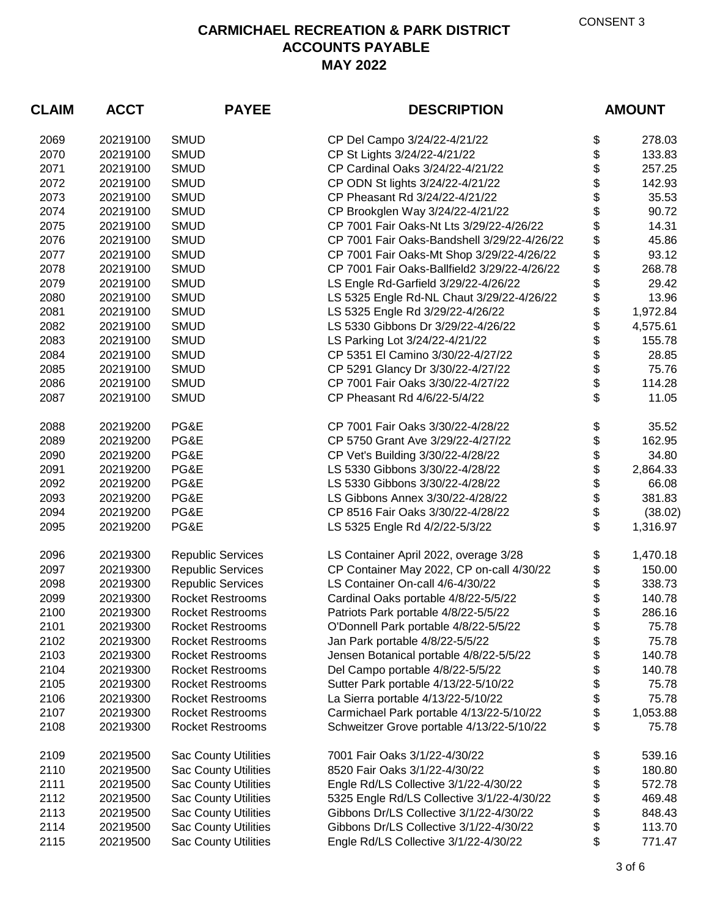CONSENT 3

# CARMICHAEL RECREATION & PARK DISTRICT
## ACCOUNTS PAYABLE
## MAY 2022

| CLAIM | ACCT | PAYEE | DESCRIPTION | AMOUNT |
|---|---|---|---|---|
| 2069 | 20219100 | SMUD | CP Del Campo 3/24/22-4/21/22 | $ 278.03 |
| 2070 | 20219100 | SMUD | CP St Lights 3/24/22-4/21/22 | $ 133.83 |
| 2071 | 20219100 | SMUD | CP Cardinal Oaks 3/24/22-4/21/22 | $ 257.25 |
| 2072 | 20219100 | SMUD | CP ODN St lights 3/24/22-4/21/22 | $ 142.93 |
| 2073 | 20219100 | SMUD | CP Pheasant Rd 3/24/22-4/21/22 | $ 35.53 |
| 2074 | 20219100 | SMUD | CP Brookglen Way 3/24/22-4/21/22 | $ 90.72 |
| 2075 | 20219100 | SMUD | CP 7001 Fair Oaks-Nt Lts 3/29/22-4/26/22 | $ 14.31 |
| 2076 | 20219100 | SMUD | CP 7001 Fair Oaks-Bandshell 3/29/22-4/26/22 | $ 45.86 |
| 2077 | 20219100 | SMUD | CP 7001 Fair Oaks-Mt Shop 3/29/22-4/26/22 | $ 93.12 |
| 2078 | 20219100 | SMUD | CP 7001 Fair Oaks-Ballfield2 3/29/22-4/26/22 | $ 268.78 |
| 2079 | 20219100 | SMUD | LS Engle Rd-Garfield 3/29/22-4/26/22 | $ 29.42 |
| 2080 | 20219100 | SMUD | LS 5325 Engle Rd-NL Chaut 3/29/22-4/26/22 | $ 13.96 |
| 2081 | 20219100 | SMUD | LS 5325 Engle Rd 3/29/22-4/26/22 | $ 1,972.84 |
| 2082 | 20219100 | SMUD | LS 5330 Gibbons Dr 3/29/22-4/26/22 | $ 4,575.61 |
| 2083 | 20219100 | SMUD | LS Parking Lot 3/24/22-4/21/22 | $ 155.78 |
| 2084 | 20219100 | SMUD | CP 5351 El Camino 3/30/22-4/27/22 | $ 28.85 |
| 2085 | 20219100 | SMUD | CP 5291 Glancy Dr 3/30/22-4/27/22 | $ 75.76 |
| 2086 | 20219100 | SMUD | CP 7001 Fair Oaks 3/30/22-4/27/22 | $ 114.28 |
| 2087 | 20219100 | SMUD | CP Pheasant Rd 4/6/22-5/4/22 | $ 11.05 |
| 2088 | 20219200 | PG&E | CP 7001 Fair Oaks 3/30/22-4/28/22 | $ 35.52 |
| 2089 | 20219200 | PG&E | CP 5750 Grant Ave 3/29/22-4/27/22 | $ 162.95 |
| 2090 | 20219200 | PG&E | CP Vet's Building 3/30/22-4/28/22 | $ 34.80 |
| 2091 | 20219200 | PG&E | LS 5330 Gibbons 3/30/22-4/28/22 | $ 2,864.33 |
| 2092 | 20219200 | PG&E | LS 5330 Gibbons 3/30/22-4/28/22 | $ 66.08 |
| 2093 | 20219200 | PG&E | LS Gibbons Annex 3/30/22-4/28/22 | $ 381.83 |
| 2094 | 20219200 | PG&E | CP 8516 Fair Oaks 3/30/22-4/28/22 | $ (38.02) |
| 2095 | 20219200 | PG&E | LS 5325 Engle Rd 4/2/22-5/3/22 | $ 1,316.97 |
| 2096 | 20219300 | Republic Services | LS Container April 2022, overage 3/28 | $ 1,470.18 |
| 2097 | 20219300 | Republic Services | CP Container May 2022, CP on-call 4/30/22 | $ 150.00 |
| 2098 | 20219300 | Republic Services | LS Container On-call 4/6-4/30/22 | $ 338.73 |
| 2099 | 20219300 | Rocket Restrooms | Cardinal Oaks portable 4/8/22-5/5/22 | $ 140.78 |
| 2100 | 20219300 | Rocket Restrooms | Patriots Park portable 4/8/22-5/5/22 | $ 286.16 |
| 2101 | 20219300 | Rocket Restrooms | O'Donnell Park portable 4/8/22-5/5/22 | $ 75.78 |
| 2102 | 20219300 | Rocket Restrooms | Jan Park portable 4/8/22-5/5/22 | $ 75.78 |
| 2103 | 20219300 | Rocket Restrooms | Jensen Botanical portable 4/8/22-5/5/22 | $ 140.78 |
| 2104 | 20219300 | Rocket Restrooms | Del Campo portable 4/8/22-5/5/22 | $ 140.78 |
| 2105 | 20219300 | Rocket Restrooms | Sutter Park portable 4/13/22-5/10/22 | $ 75.78 |
| 2106 | 20219300 | Rocket Restrooms | La Sierra portable 4/13/22-5/10/22 | $ 75.78 |
| 2107 | 20219300 | Rocket Restrooms | Carmichael Park portable 4/13/22-5/10/22 | $ 1,053.88 |
| 2108 | 20219300 | Rocket Restrooms | Schweitzer Grove portable 4/13/22-5/10/22 | $ 75.78 |
| 2109 | 20219500 | Sac County Utilities | 7001 Fair Oaks 3/1/22-4/30/22 | $ 539.16 |
| 2110 | 20219500 | Sac County Utilities | 8520 Fair Oaks 3/1/22-4/30/22 | $ 180.80 |
| 2111 | 20219500 | Sac County Utilities | Engle Rd/LS Collective 3/1/22-4/30/22 | $ 572.78 |
| 2112 | 20219500 | Sac County Utilities | 5325 Engle Rd/LS Collective 3/1/22-4/30/22 | $ 469.48 |
| 2113 | 20219500 | Sac County Utilities | Gibbons Dr/LS Collective 3/1/22-4/30/22 | $ 848.43 |
| 2114 | 20219500 | Sac County Utilities | Gibbons Dr/LS Collective 3/1/22-4/30/22 | $ 113.70 |
| 2115 | 20219500 | Sac County Utilities | Engle Rd/LS Collective 3/1/22-4/30/22 | $ 771.47 |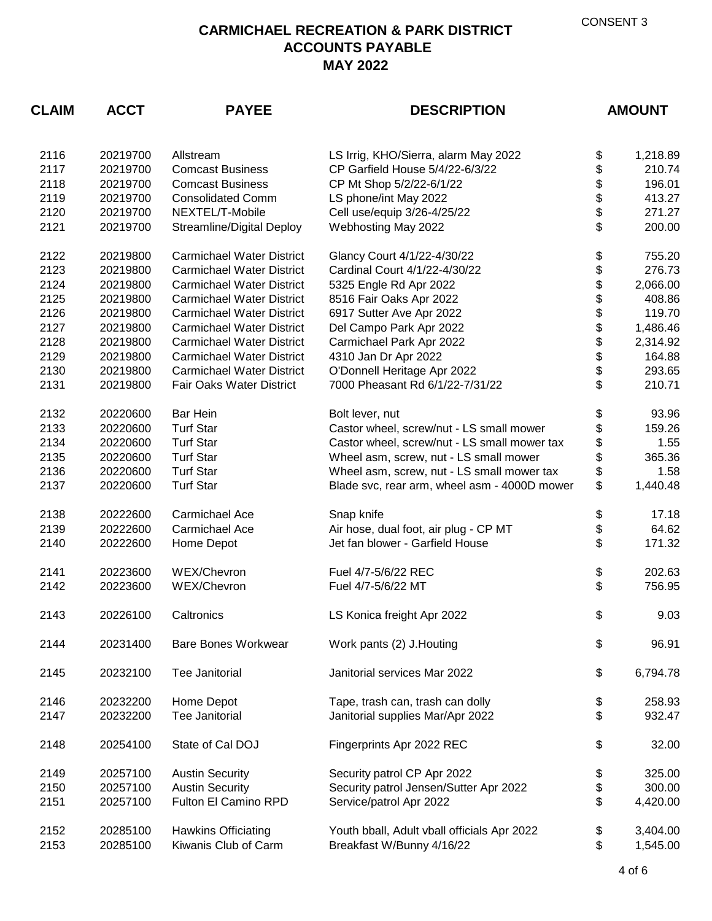CONSENT 3

# CARMICHAEL RECREATION & PARK DISTRICT
## ACCOUNTS PAYABLE
## MAY 2022

| CLAIM | ACCT | PAYEE | DESCRIPTION | AMOUNT |
|---|---|---|---|---|
| 2116 | 20219700 | Allstream | LS Irrig, KHO/Sierra, alarm May 2022 | $ 1,218.89 |
| 2117 | 20219700 | Comcast Business | CP Garfield House 5/4/22-6/3/22 | $ 210.74 |
| 2118 | 20219700 | Comcast Business | CP Mt Shop 5/2/22-6/1/22 | $ 196.01 |
| 2119 | 20219700 | Consolidated Comm | LS phone/int May 2022 | $ 413.27 |
| 2120 | 20219700 | NEXTEL/T-Mobile | Cell use/equip 3/26-4/25/22 | $ 271.27 |
| 2121 | 20219700 | Streamline/Digital Deploy | Webhosting May 2022 | $ 200.00 |
| 2122 | 20219800 | Carmichael Water District | Glancy Court 4/1/22-4/30/22 | $ 755.20 |
| 2123 | 20219800 | Carmichael Water District | Cardinal Court 4/1/22-4/30/22 | $ 276.73 |
| 2124 | 20219800 | Carmichael Water District | 5325 Engle Rd Apr 2022 | $ 2,066.00 |
| 2125 | 20219800 | Carmichael Water District | 8516 Fair Oaks Apr 2022 | $ 408.86 |
| 2126 | 20219800 | Carmichael Water District | 6917 Sutter Ave Apr 2022 | $ 119.70 |
| 2127 | 20219800 | Carmichael Water District | Del Campo Park Apr 2022 | $ 1,486.46 |
| 2128 | 20219800 | Carmichael Water District | Carmichael Park Apr 2022 | $ 2,314.92 |
| 2129 | 20219800 | Carmichael Water District | 4310 Jan Dr Apr 2022 | $ 164.88 |
| 2130 | 20219800 | Carmichael Water District | O'Donnell Heritage Apr 2022 | $ 293.65 |
| 2131 | 20219800 | Fair Oaks Water District | 7000 Pheasant Rd 6/1/22-7/31/22 | $ 210.71 |
| 2132 | 20220600 | Bar Hein | Bolt lever, nut | $ 93.96 |
| 2133 | 20220600 | Turf Star | Castor wheel, screw/nut - LS small mower | $ 159.26 |
| 2134 | 20220600 | Turf Star | Castor wheel, screw/nut - LS small mower tax | $ 1.55 |
| 2135 | 20220600 | Turf Star | Wheel asm, screw, nut - LS small mower | $ 365.36 |
| 2136 | 20220600 | Turf Star | Wheel asm, screw, nut - LS small mower tax | $ 1.58 |
| 2137 | 20220600 | Turf Star | Blade svc, rear arm, wheel asm - 4000D mower | $ 1,440.48 |
| 2138 | 20222600 | Carmichael Ace | Snap knife | $ 17.18 |
| 2139 | 20222600 | Carmichael Ace | Air hose, dual foot, air plug - CP MT | $ 64.62 |
| 2140 | 20222600 | Home Depot | Jet fan blower - Garfield House | $ 171.32 |
| 2141 | 20223600 | WEX/Chevron | Fuel 4/7-5/6/22 REC | $ 202.63 |
| 2142 | 20223600 | WEX/Chevron | Fuel 4/7-5/6/22 MT | $ 756.95 |
| 2143 | 20226100 | Caltronics | LS Konica freight Apr 2022 | $ 9.03 |
| 2144 | 20231400 | Bare Bones Workwear | Work pants (2) J.Houting | $ 96.91 |
| 2145 | 20232100 | Tee Janitorial | Janitorial services Mar 2022 | $ 6,794.78 |
| 2146 | 20232200 | Home Depot | Tape, trash can, trash can dolly | $ 258.93 |
| 2147 | 20232200 | Tee Janitorial | Janitorial supplies Mar/Apr 2022 | $ 932.47 |
| 2148 | 20254100 | State of Cal DOJ | Fingerprints Apr 2022 REC | $ 32.00 |
| 2149 | 20257100 | Austin Security | Security patrol CP Apr 2022 | $ 325.00 |
| 2150 | 20257100 | Austin Security | Security patrol Jensen/Sutter Apr 2022 | $ 300.00 |
| 2151 | 20257100 | Fulton El Camino RPD | Service/patrol Apr 2022 | $ 4,420.00 |
| 2152 | 20285100 | Hawkins Officiating | Youth bball, Adult vball officials Apr 2022 | $ 3,404.00 |
| 2153 | 20285100 | Kiwanis Club of Carm | Breakfast W/Bunny 4/16/22 | $ 1,545.00 |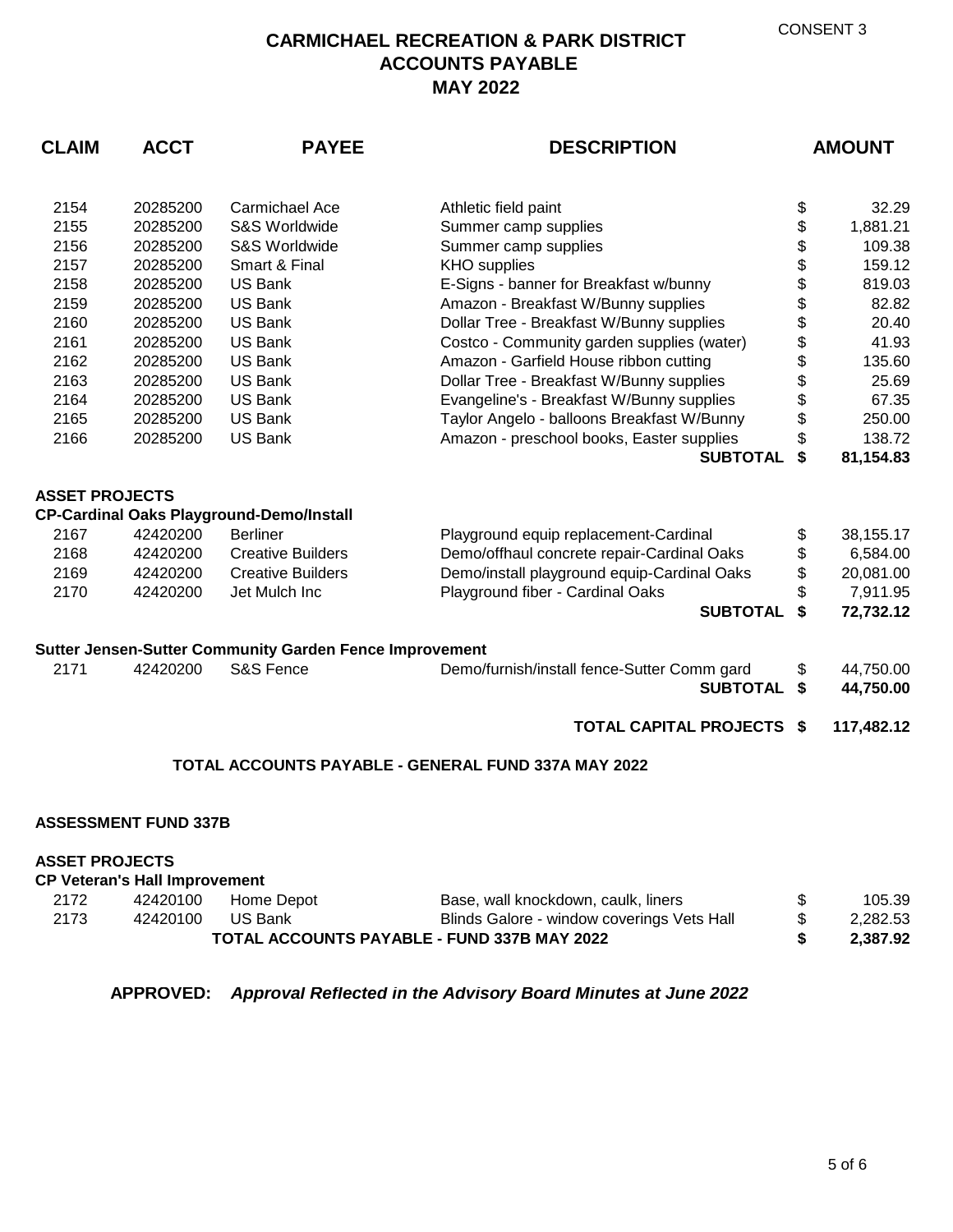CONSENT 3

# CARMICHAEL RECREATION & PARK DISTRICT
## ACCOUNTS PAYABLE
## MAY 2022

| CLAIM | ACCT | PAYEE | DESCRIPTION | | AMOUNT |
|---|---|---|---|---|---|
| 2154 | 20285200 | Carmichael Ace | Athletic field paint | $ | 32.29 |
| 2155 | 20285200 | S&S Worldwide | Summer camp supplies | $ | 1,881.21 |
| 2156 | 20285200 | S&S Worldwide | Summer camp supplies | $ | 109.38 |
| 2157 | 20285200 | Smart & Final | KHO supplies | $ | 159.12 |
| 2158 | 20285200 | US Bank | E-Signs - banner for Breakfast w/bunny | $ | 819.03 |
| 2159 | 20285200 | US Bank | Amazon - Breakfast W/Bunny supplies | $ | 82.82 |
| 2160 | 20285200 | US Bank | Dollar Tree - Breakfast W/Bunny supplies | $ | 20.40 |
| 2161 | 20285200 | US Bank | Costco - Community garden supplies (water) | $ | 41.93 |
| 2162 | 20285200 | US Bank | Amazon - Garfield House ribbon cutting | $ | 135.60 |
| 2163 | 20285200 | US Bank | Dollar Tree - Breakfast W/Bunny supplies | $ | 25.69 |
| 2164 | 20285200 | US Bank | Evangeline's - Breakfast W/Bunny supplies | $ | 67.35 |
| 2165 | 20285200 | US Bank | Taylor Angelo - balloons Breakfast W/Bunny | $ | 250.00 |
| 2166 | 20285200 | US Bank | Amazon - preschool books, Easter supplies | $ | 138.72 |
| | | | **SUBTOTAL** | **$** | **81,154.83** |
| **ASSET PROJECTS** | | | | | |
| **CP-Cardinal Oaks Playground-Demo/Install** | | | | | |
| 2167 | 42420200 | Berliner | Playground equip replacement-Cardinal | $ | 38,155.17 |
| 2168 | 42420200 | Creative Builders | Demo/offhaul concrete repair-Cardinal Oaks | $ | 6,584.00 |
| 2169 | 42420200 | Creative Builders | Demo/install playground equip-Cardinal Oaks | $ | 20,081.00 |
| 2170 | 42420200 | Jet Mulch Inc | Playground fiber - Cardinal Oaks | $ | 7,911.95 |
| | | | **SUBTOTAL** | **$** | **72,732.12** |
| **Sutter Jensen-Sutter Community Garden Fence Improvement** | | | | | |
| 2171 | 42420200 | S&S Fence | Demo/furnish/install fence-Sutter Comm gard | $ | 44,750.00 |
| | | | **SUBTOTAL** | **$** | **44,750.00** |
| | | | **TOTAL CAPITAL PROJECTS** | **$** | **117,482.12** |
| | | **TOTAL ACCOUNTS PAYABLE - GENERAL FUND 337A MAY 2022** | | | |

**ASSESSMENT FUND 337B**

| CLAIM | ACCT | PAYEE | DESCRIPTION | | AMOUNT |
|---|---|---|---|---|---|
| **ASSET PROJECTS** | | | | | |
| **CP Veteran's Hall Improvement** | | | | | |
| 2172 | 42420100 | Home Depot | Base, wall knockdown, caulk, liners | $ | 105.39 |
| 2173 | 42420100 | US Bank | Blinds Galore - window coverings Vets Hall | $ | 2,282.53 |
| | | **TOTAL ACCOUNTS PAYABLE - FUND 337B MAY 2022** | | **$** | **2,387.92** |

**APPROVED:** ***Approval Reflected in the Advisory Board Minutes at June 2022***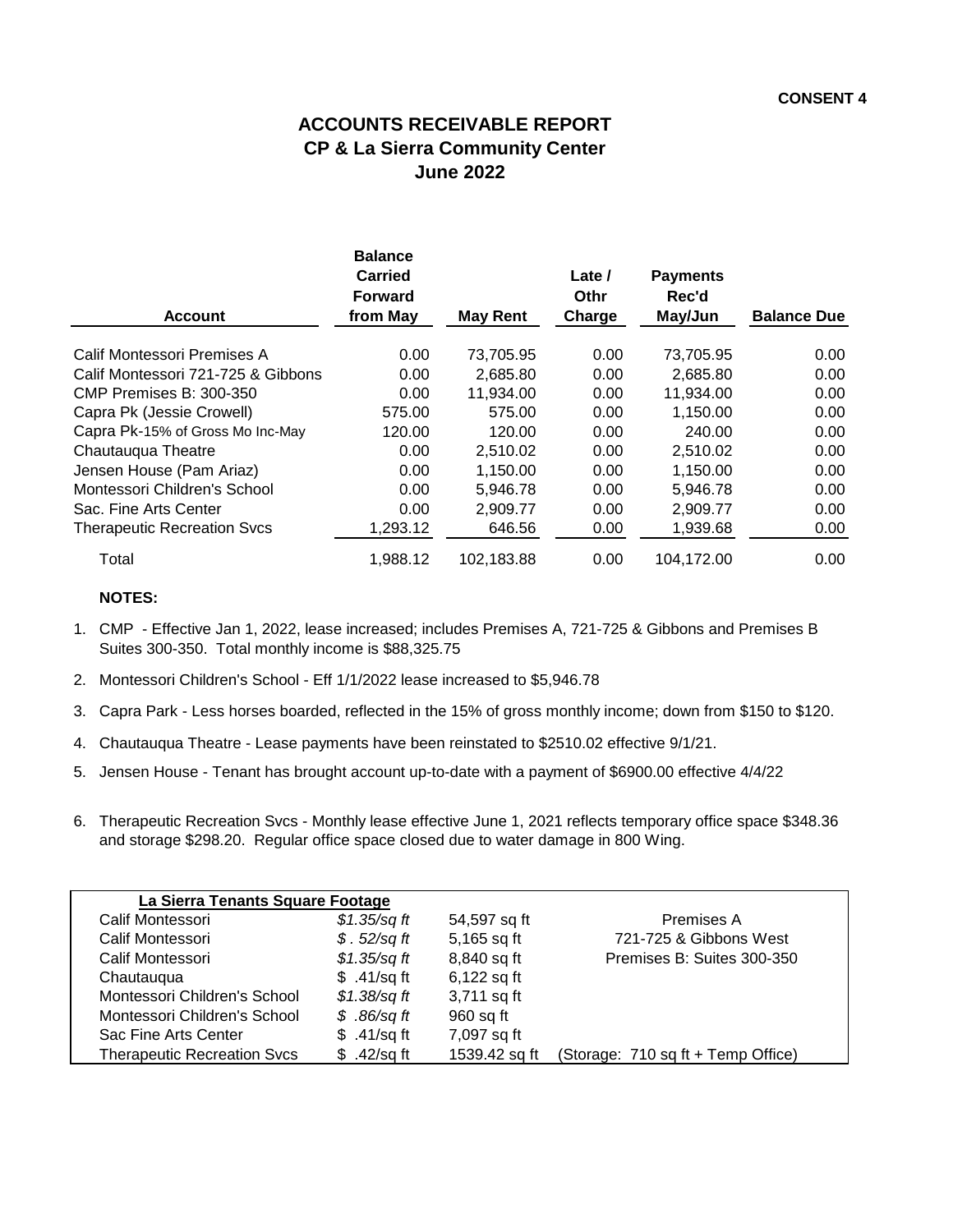**CONSENT 4**

# ACCOUNTS RECEIVABLE REPORT
## CP & La Sierra Community Center
## June 2022

| Account | Balance Carried Forward from May | May Rent | Late / Othr Charge | Payments Rec'd May/Jun | Balance Due |
|---|---|---|---|---|---|
| Calif Montessori Premises A | 0.00 | 73,705.95 | 0.00 | 73,705.95 | 0.00 |
| Calif Montessori 721-725 & Gibbons | 0.00 | 2,685.80 | 0.00 | 2,685.80 | 0.00 |
| CMP Premises B: 300-350 | 0.00 | 11,934.00 | 0.00 | 11,934.00 | 0.00 |
| Capra Pk (Jessie Crowell) | 575.00 | 575.00 | 0.00 | 1,150.00 | 0.00 |
| Capra Pk-15% of Gross Mo Inc-May | 120.00 | 120.00 | 0.00 | 240.00 | 0.00 |
| Chautauqua Theatre | 0.00 | 2,510.02 | 0.00 | 2,510.02 | 0.00 |
| Jensen House (Pam Ariaz) | 0.00 | 1,150.00 | 0.00 | 1,150.00 | 0.00 |
| Montessori Children's School | 0.00 | 5,946.78 | 0.00 | 5,946.78 | 0.00 |
| Sac. Fine Arts Center | 0.00 | 2,909.77 | 0.00 | 2,909.77 | 0.00 |
| Therapeutic Recreation Svcs | 1,293.12 | 646.56 | 0.00 | 1,939.68 | 0.00 |
| Total | 1,988.12 | 102,183.88 | 0.00 | 104,172.00 | 0.00 |

**NOTES:**

1. CMP - Effective Jan 1, 2022, lease increased; includes Premises A, 721-725 & Gibbons and Premises B Suites 300-350. Total monthly income is $88,325.75
2. Montessori Children's School - Eff 1/1/2022 lease increased to $5,946.78
3. Capra Park - Less horses boarded, reflected in the 15% of gross monthly income; down from $150 to $120.
4. Chautauqua Theatre - Lease payments have been reinstated to $2510.02 effective 9/1/21.
5. Jensen House - Tenant has brought account up-to-date with a payment of $6900.00 effective 4/4/22
6. Therapeutic Recreation Svcs - Monthly lease effective June 1, 2021 reflects temporary office space $348.36 and storage $298.20. Regular office space closed due to water damage in 800 Wing.

| La Sierra Tenants Square Footage | | | |
|---|---|---|---|
| Calif Montessori | *$1.35/sq ft* | 54,597 sq ft | Premises A |
| Calif Montessori | *$ . 52/sq ft* | 5,165 sq ft | 721-725 & Gibbons West |
| Calif Montessori | *$1.35/sq ft* | 8,840 sq ft | Premises B: Suites 300-350 |
| Chautauqua | $ .41/sq ft | 6,122 sq ft | |
| Montessori Children's School | *$1.38/sq ft* | 3,711 sq ft | |
| Montessori Children's School | *$ .86/sq ft* | 960 sq ft | |
| Sac Fine Arts Center | $ .41/sq ft | 7,097 sq ft | |
| Therapeutic Recreation Svcs | $ .42/sq ft | 1539.42 sq ft | (Storage: 710 sq ft + Temp Office) |